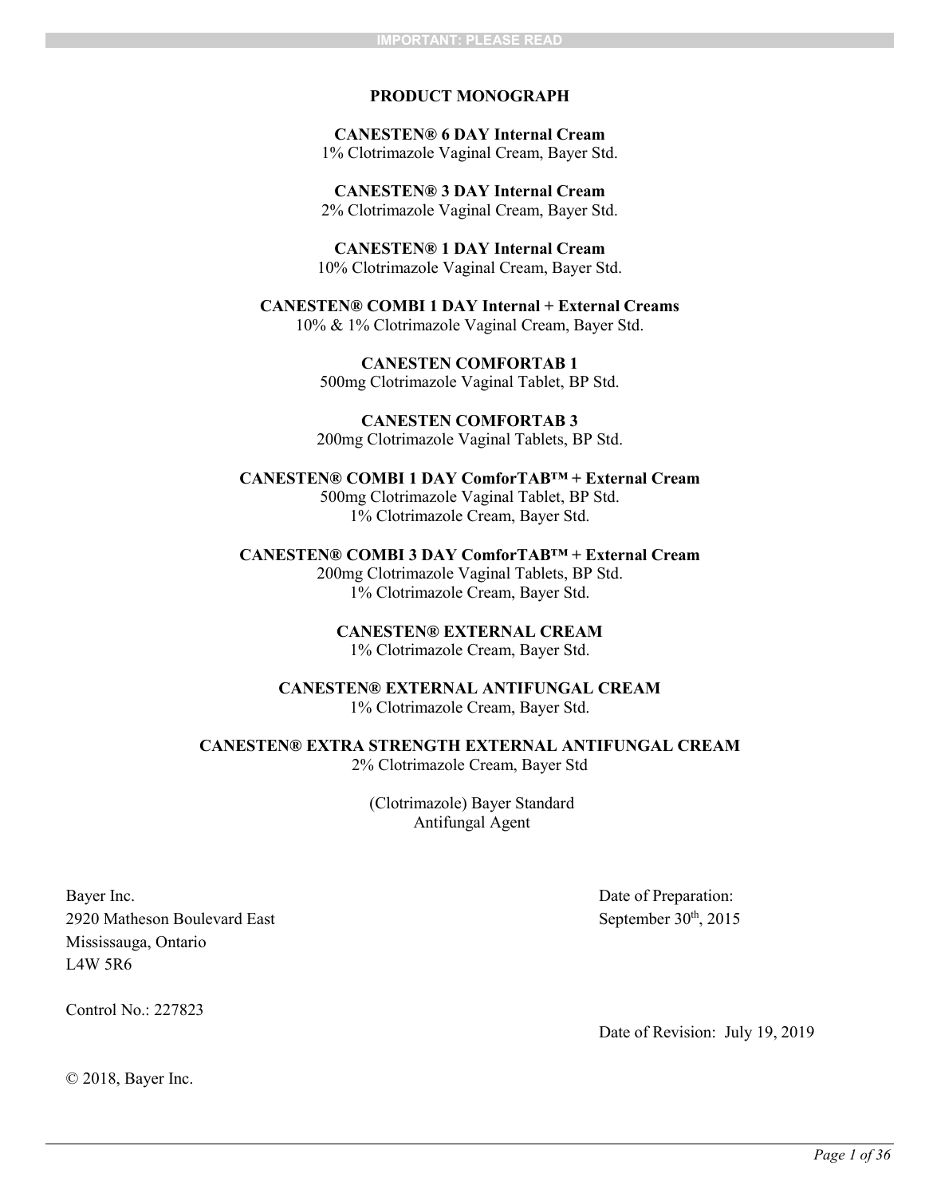IMPORTANT: PLEASE READ

# PRODUCT MONOGRAPH

**CANESTEN® 6 DAY Internal Cream**
1% Clotrimazole Vaginal Cream, Bayer Std.

**CANESTEN® 3 DAY Internal Cream**
2% Clotrimazole Vaginal Cream, Bayer Std.

**CANESTEN® 1 DAY Internal Cream**
10% Clotrimazole Vaginal Cream, Bayer Std.

**CANESTEN® COMBI 1 DAY Internal + External Creams**
10% & 1% Clotrimazole Vaginal Cream, Bayer Std.

**CANESTEN COMFORTAB 1**
500mg Clotrimazole Vaginal Tablet, BP Std.

**CANESTEN COMFORTAB 3**
200mg Clotrimazole Vaginal Tablets, BP Std.

**CANESTEN® COMBI 1 DAY ComforTAB™ + External Cream**
500mg Clotrimazole Vaginal Tablet, BP Std.
1% Clotrimazole Cream, Bayer Std.

**CANESTEN® COMBI 3 DAY ComforTAB™ + External Cream**
200mg Clotrimazole Vaginal Tablets, BP Std.
1% Clotrimazole Cream, Bayer Std.

**CANESTEN® EXTERNAL CREAM**
1% Clotrimazole Cream, Bayer Std.

**CANESTEN® EXTERNAL ANTIFUNGAL CREAM**
1% Clotrimazole Cream, Bayer Std.

**CANESTEN® EXTRA STRENGTH EXTERNAL ANTIFUNGAL CREAM**
2% Clotrimazole Cream, Bayer Std

(Clotrimazole) Bayer Standard
Antifungal Agent

Bayer Inc.
2920 Matheson Boulevard East
Mississauga, Ontario
L4W 5R6

Date of Preparation:
September 30th, 2015

Control No.: 227823

Date of Revision: July 19, 2019

© 2018, Bayer Inc.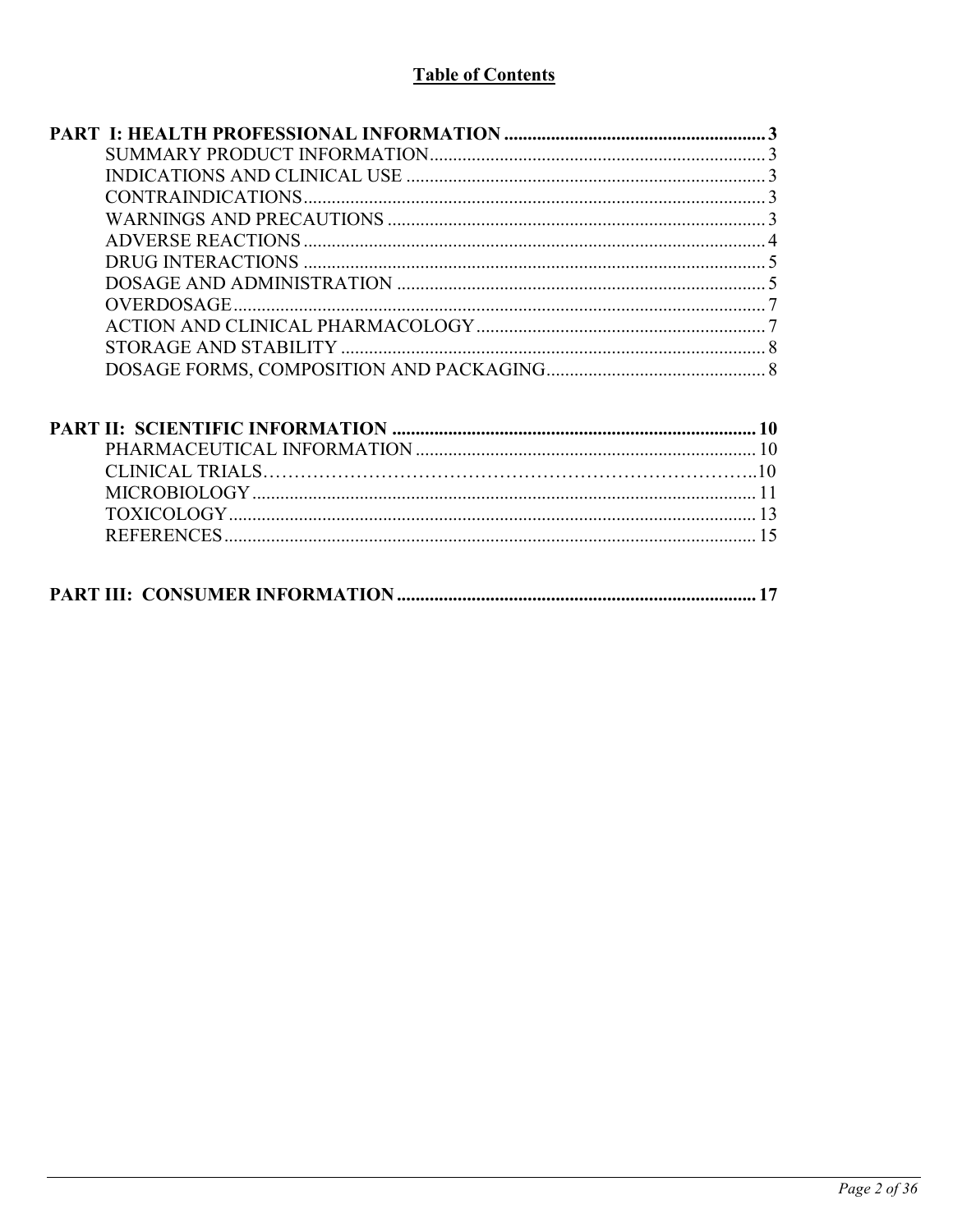# Table of Contents

**PART I: HEALTH PROFESSIONAL INFORMATION ........................................................ 3**

- SUMMARY PRODUCT INFORMATION........................................................................ 3
- INDICATIONS AND CLINICAL USE ............................................................................. 3
- CONTRAINDICATIONS.................................................................................................. 3
- WARNINGS AND PRECAUTIONS ................................................................................. 3
- ADVERSE REACTIONS................................................................................................... 4
- DRUG INTERACTIONS ................................................................................................... 5
- DOSAGE AND ADMINISTRATION ............................................................................... 5
- OVERDOSAGE.................................................................................................................. 7
- ACTION AND CLINICAL PHARMACOLOGY.............................................................. 7
- STORAGE AND STABILITY ........................................................................................... 8
- DOSAGE FORMS, COMPOSITION AND PACKAGING............................................... 8

**PART II: SCIENTIFIC INFORMATION ............................................................................ 10**

- PHARMACEUTICAL INFORMATION ......................................................................... 10
- CLINICAL TRIALS……………………………………………………………………..10
- MICROBIOLOGY ............................................................................................................ 11
- TOXICOLOGY................................................................................................................. 13
- REFERENCES.................................................................................................................. 15

**PART III: CONSUMER INFORMATION ............................................................................ 17**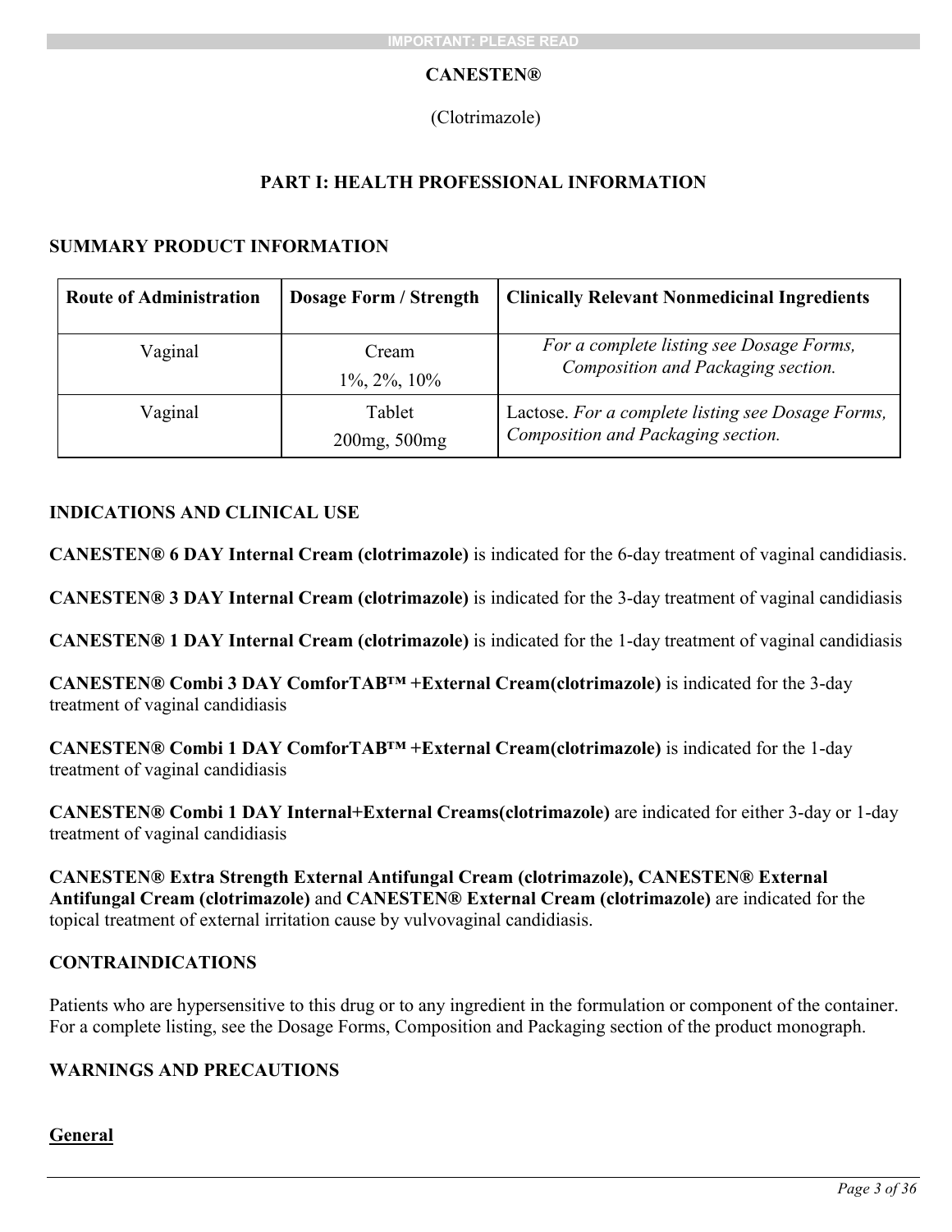**CANESTEN®**

(Clotrimazole)

## PART I: HEALTH PROFESSIONAL INFORMATION

### SUMMARY PRODUCT INFORMATION

| Route of Administration | Dosage Form / Strength | Clinically Relevant Nonmedicinal Ingredients |
|---|---|---|
| Vaginal | Cream<br>1%, 2%, 10% | *For a complete listing see Dosage Forms, Composition and Packaging section.* |
| Vaginal | Tablet<br>200mg, 500mg | Lactose. *For a complete listing see Dosage Forms, Composition and Packaging section.* |

### INDICATIONS AND CLINICAL USE

**CANESTEN® 6 DAY Internal Cream (clotrimazole)** is indicated for the 6-day treatment of vaginal candidiasis.

**CANESTEN® 3 DAY Internal Cream (clotrimazole)** is indicated for the 3-day treatment of vaginal candidiasis

**CANESTEN® 1 DAY Internal Cream (clotrimazole)** is indicated for the 1-day treatment of vaginal candidiasis

**CANESTEN® Combi 3 DAY ComforTAB™ +External Cream(clotrimazole)** is indicated for the 3-day treatment of vaginal candidiasis

**CANESTEN® Combi 1 DAY ComforTAB™ +External Cream(clotrimazole)** is indicated for the 1-day treatment of vaginal candidiasis

**CANESTEN® Combi 1 DAY Internal+External Creams(clotrimazole)** are indicated for either 3-day or 1-day treatment of vaginal candidiasis

**CANESTEN® Extra Strength External Antifungal Cream (clotrimazole), CANESTEN® External Antifungal Cream (clotrimazole)** and **CANESTEN® External Cream (clotrimazole)** are indicated for the topical treatment of external irritation cause by vulvovaginal candidiasis.

### CONTRAINDICATIONS

Patients who are hypersensitive to this drug or to any ingredient in the formulation or component of the container. For a complete listing, see the Dosage Forms, Composition and Packaging section of the product monograph.

### WARNINGS AND PRECAUTIONS

**General**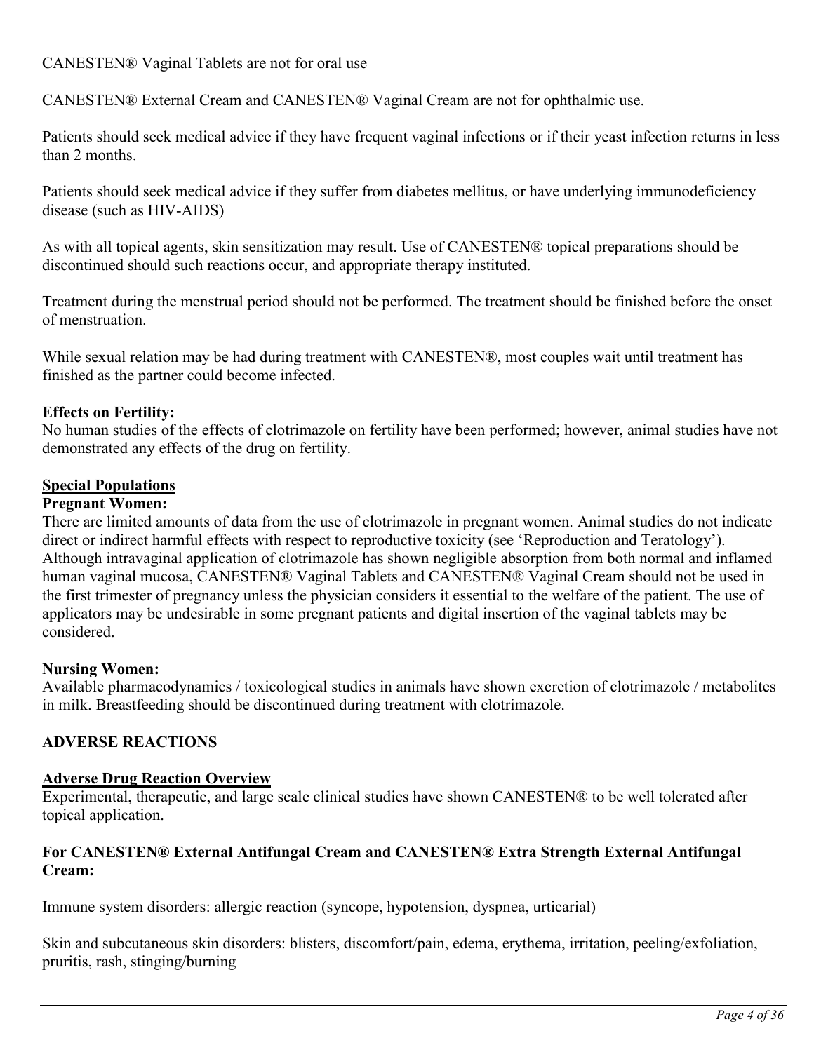CANESTEN® Vaginal Tablets are not for oral use

CANESTEN® External Cream and CANESTEN® Vaginal Cream are not for ophthalmic use.

Patients should seek medical advice if they have frequent vaginal infections or if their yeast infection returns in less than 2 months.

Patients should seek medical advice if they suffer from diabetes mellitus, or have underlying immunodeficiency disease (such as HIV-AIDS)

As with all topical agents, skin sensitization may result. Use of CANESTEN® topical preparations should be discontinued should such reactions occur, and appropriate therapy instituted.

Treatment during the menstrual period should not be performed. The treatment should be finished before the onset of menstruation.

While sexual relation may be had during treatment with CANESTEN®, most couples wait until treatment has finished as the partner could become infected.

**Effects on Fertility:**
No human studies of the effects of clotrimazole on fertility have been performed; however, animal studies have not demonstrated any effects of the drug on fertility.

**Special Populations**

**Pregnant Women:**
There are limited amounts of data from the use of clotrimazole in pregnant women. Animal studies do not indicate direct or indirect harmful effects with respect to reproductive toxicity (see 'Reproduction and Teratology'). Although intravaginal application of clotrimazole has shown negligible absorption from both normal and inflamed human vaginal mucosa, CANESTEN® Vaginal Tablets and CANESTEN® Vaginal Cream should not be used in the first trimester of pregnancy unless the physician considers it essential to the welfare of the patient. The use of applicators may be undesirable in some pregnant patients and digital insertion of the vaginal tablets may be considered.

**Nursing Women:**
Available pharmacodynamics / toxicological studies in animals have shown excretion of clotrimazole / metabolites in milk. Breastfeeding should be discontinued during treatment with clotrimazole.

## ADVERSE REACTIONS

**Adverse Drug Reaction Overview**
Experimental, therapeutic, and large scale clinical studies have shown CANESTEN® to be well tolerated after topical application.

**For CANESTEN® External Antifungal Cream and CANESTEN® Extra Strength External Antifungal Cream:**

Immune system disorders: allergic reaction (syncope, hypotension, dyspnea, urticarial)

Skin and subcutaneous skin disorders: blisters, discomfort/pain, edema, erythema, irritation, peeling/exfoliation, pruritis, rash, stinging/burning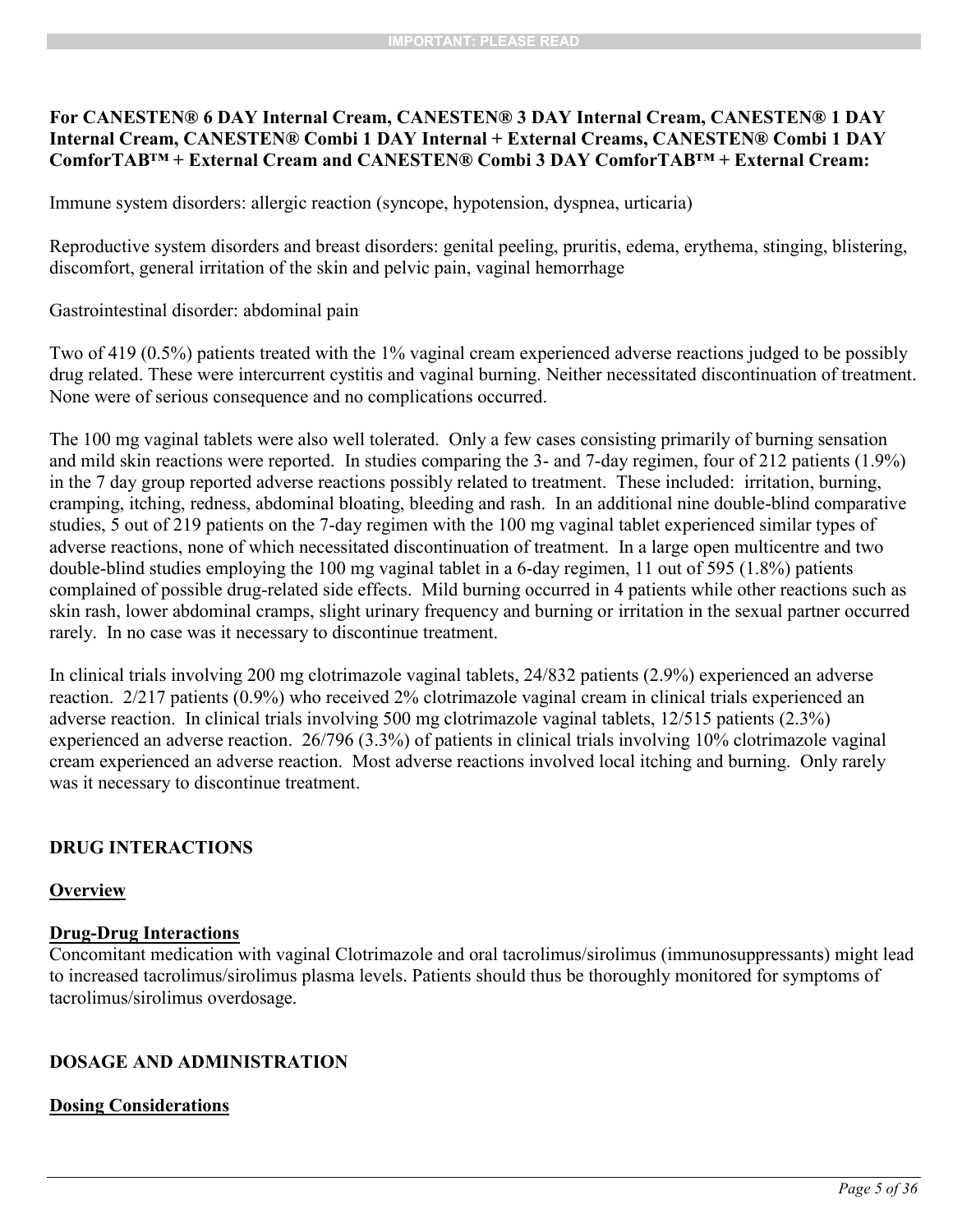**For CANESTEN® 6 DAY Internal Cream, CANESTEN® 3 DAY Internal Cream, CANESTEN® 1 DAY Internal Cream, CANESTEN® Combi 1 DAY Internal + External Creams, CANESTEN® Combi 1 DAY ComforTAB™ + External Cream and CANESTEN® Combi 3 DAY ComforTAB™ + External Cream:**

Immune system disorders: allergic reaction (syncope, hypotension, dyspnea, urticaria)

Reproductive system disorders and breast disorders: genital peeling, pruritis, edema, erythema, stinging, blistering, discomfort, general irritation of the skin and pelvic pain, vaginal hemorrhage

Gastrointestinal disorder: abdominal pain

Two of 419 (0.5%) patients treated with the 1% vaginal cream experienced adverse reactions judged to be possibly drug related. These were intercurrent cystitis and vaginal burning. Neither necessitated discontinuation of treatment. None were of serious consequence and no complications occurred.

The 100 mg vaginal tablets were also well tolerated. Only a few cases consisting primarily of burning sensation and mild skin reactions were reported. In studies comparing the 3- and 7-day regimen, four of 212 patients (1.9%) in the 7 day group reported adverse reactions possibly related to treatment. These included: irritation, burning, cramping, itching, redness, abdominal bloating, bleeding and rash. In an additional nine double-blind comparative studies, 5 out of 219 patients on the 7-day regimen with the 100 mg vaginal tablet experienced similar types of adverse reactions, none of which necessitated discontinuation of treatment. In a large open multicentre and two double-blind studies employing the 100 mg vaginal tablet in a 6-day regimen, 11 out of 595 (1.8%) patients complained of possible drug-related side effects. Mild burning occurred in 4 patients while other reactions such as skin rash, lower abdominal cramps, slight urinary frequency and burning or irritation in the sexual partner occurred rarely. In no case was it necessary to discontinue treatment.

In clinical trials involving 200 mg clotrimazole vaginal tablets, 24/832 patients (2.9%) experienced an adverse reaction. 2/217 patients (0.9%) who received 2% clotrimazole vaginal cream in clinical trials experienced an adverse reaction. In clinical trials involving 500 mg clotrimazole vaginal tablets, 12/515 patients (2.3%) experienced an adverse reaction. 26/796 (3.3%) of patients in clinical trials involving 10% clotrimazole vaginal cream experienced an adverse reaction. Most adverse reactions involved local itching and burning. Only rarely was it necessary to discontinue treatment.

## DRUG INTERACTIONS

### Overview

### Drug-Drug Interactions

Concomitant medication with vaginal Clotrimazole and oral tacrolimus/sirolimus (immunosuppressants) might lead to increased tacrolimus/sirolimus plasma levels. Patients should thus be thoroughly monitored for symptoms of tacrolimus/sirolimus overdosage.

## DOSAGE AND ADMINISTRATION

### Dosing Considerations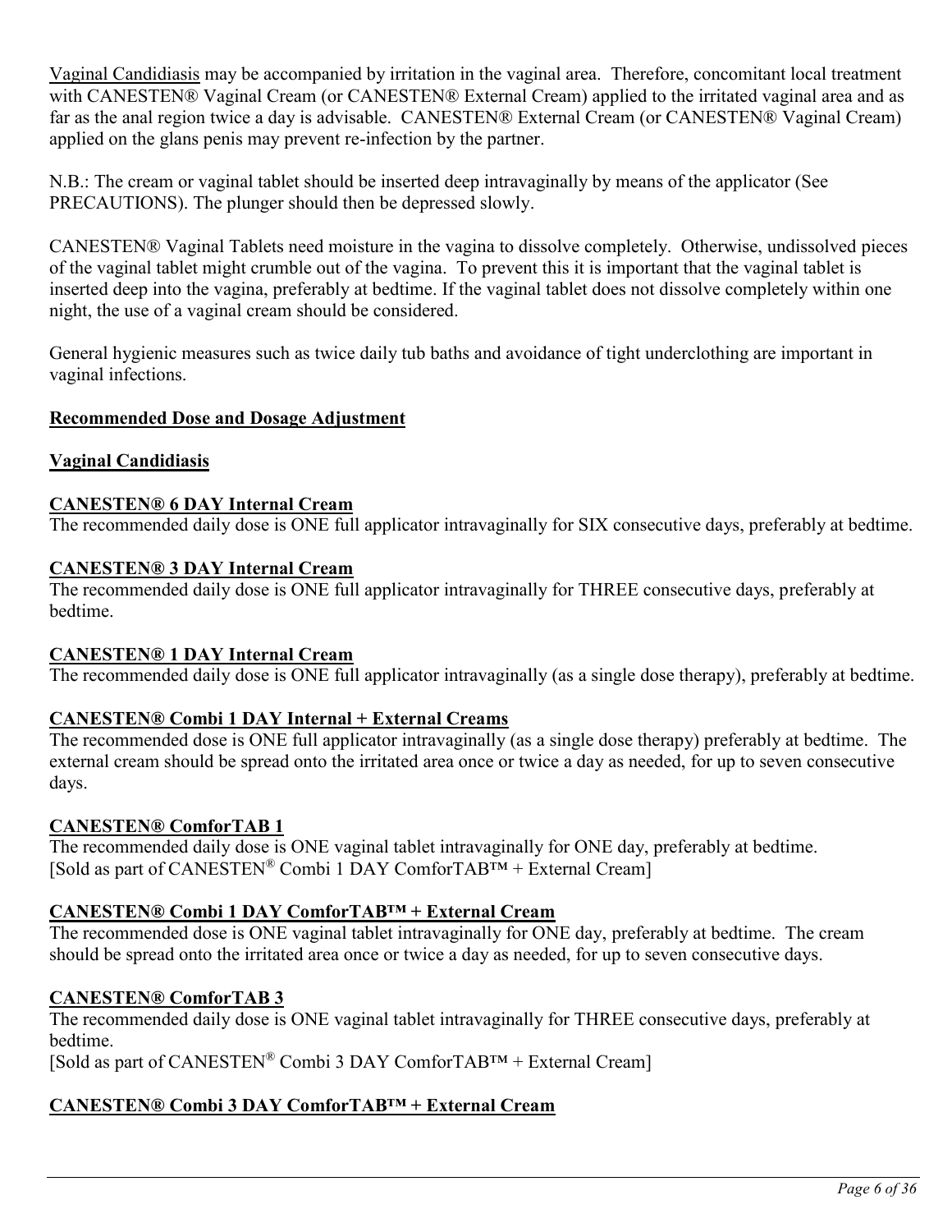<u>Vaginal Candidiasis</u> may be accompanied by irritation in the vaginal area. Therefore, concomitant local treatment with CANESTEN® Vaginal Cream (or CANESTEN® External Cream) applied to the irritated vaginal area and as far as the anal region twice a day is advisable. CANESTEN® External Cream (or CANESTEN® Vaginal Cream) applied on the glans penis may prevent re-infection by the partner.

N.B.: The cream or vaginal tablet should be inserted deep intravaginally by means of the applicator (See PRECAUTIONS). The plunger should then be depressed slowly.

CANESTEN® Vaginal Tablets need moisture in the vagina to dissolve completely. Otherwise, undissolved pieces of the vaginal tablet might crumble out of the vagina. To prevent this it is important that the vaginal tablet is inserted deep into the vagina, preferably at bedtime. If the vaginal tablet does not dissolve completely within one night, the use of a vaginal cream should be considered.

General hygienic measures such as twice daily tub baths and avoidance of tight underclothing are important in vaginal infections.

## Recommended Dose and Dosage Adjustment

### Vaginal Candidiasis

**CANESTEN® 6 DAY Internal Cream**
The recommended daily dose is ONE full applicator intravaginally for SIX consecutive days, preferably at bedtime.

**CANESTEN® 3 DAY Internal Cream**
The recommended daily dose is ONE full applicator intravaginally for THREE consecutive days, preferably at bedtime.

**CANESTEN® 1 DAY Internal Cream**
The recommended daily dose is ONE full applicator intravaginally (as a single dose therapy), preferably at bedtime.

**CANESTEN® Combi 1 DAY Internal + External Creams**
The recommended dose is ONE full applicator intravaginally (as a single dose therapy) preferably at bedtime. The external cream should be spread onto the irritated area once or twice a day as needed, for up to seven consecutive days.

**CANESTEN® ComforTAB 1**
The recommended daily dose is ONE vaginal tablet intravaginally for ONE day, preferably at bedtime.
[Sold as part of CANESTEN® Combi 1 DAY ComforTAB™ + External Cream]

**CANESTEN® Combi 1 DAY ComforTAB™ + External Cream**
The recommended dose is ONE vaginal tablet intravaginally for ONE day, preferably at bedtime. The cream should be spread onto the irritated area once or twice a day as needed, for up to seven consecutive days.

**CANESTEN® ComforTAB 3**
The recommended daily dose is ONE vaginal tablet intravaginally for THREE consecutive days, preferably at bedtime.
[Sold as part of CANESTEN® Combi 3 DAY ComforTAB™ + External Cream]

**CANESTEN® Combi 3 DAY ComforTAB™ + External Cream**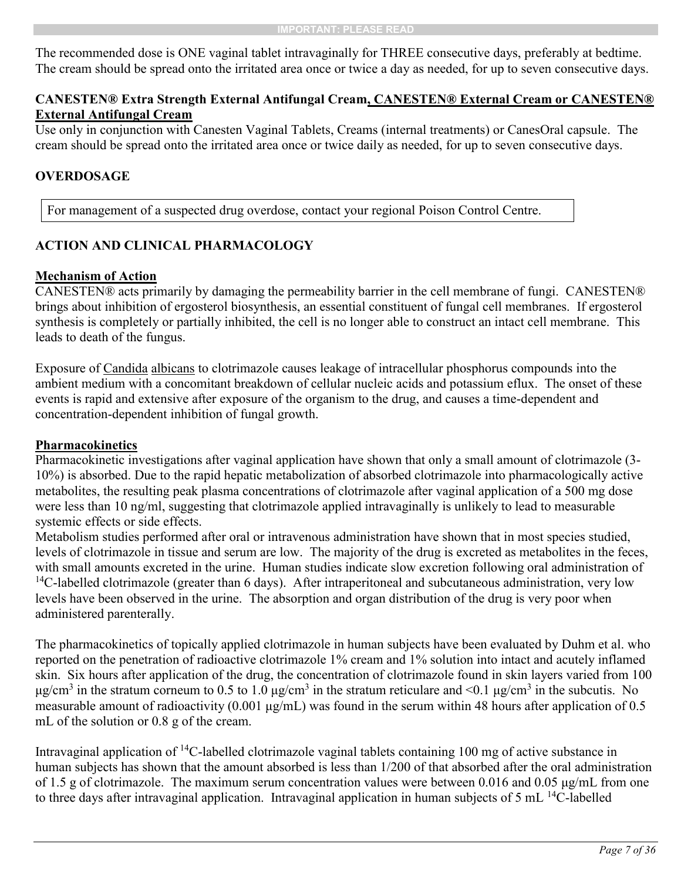The recommended dose is ONE vaginal tablet intravaginally for THREE consecutive days, preferably at bedtime. The cream should be spread onto the irritated area once or twice a day as needed, for up to seven consecutive days.

**CANESTEN® Extra Strength External Antifungal Cream, CANESTEN® External Cream or CANESTEN® External Antifungal Cream**

Use only in conjunction with Canesten Vaginal Tablets, Creams (internal treatments) or CanesOral capsule. The cream should be spread onto the irritated area once or twice daily as needed, for up to seven consecutive days.

## OVERDOSAGE

| For management of a suspected drug overdose, contact your regional Poison Control Centre. |
|---|

## ACTION AND CLINICAL PHARMACOLOGY

### Mechanism of Action

CANESTEN® acts primarily by damaging the permeability barrier in the cell membrane of fungi. CANESTEN® brings about inhibition of ergosterol biosynthesis, an essential constituent of fungal cell membranes. If ergosterol synthesis is completely or partially inhibited, the cell is no longer able to construct an intact cell membrane. This leads to death of the fungus.

Exposure of Candida albicans to clotrimazole causes leakage of intracellular phosphorus compounds into the ambient medium with a concomitant breakdown of cellular nucleic acids and potassium eflux. The onset of these events is rapid and extensive after exposure of the organism to the drug, and causes a time-dependent and concentration-dependent inhibition of fungal growth.

### Pharmacokinetics

Pharmacokinetic investigations after vaginal application have shown that only a small amount of clotrimazole (3-10%) is absorbed. Due to the rapid hepatic metabolization of absorbed clotrimazole into pharmacologically active metabolites, the resulting peak plasma concentrations of clotrimazole after vaginal application of a 500 mg dose were less than 10 ng/ml, suggesting that clotrimazole applied intravaginally is unlikely to lead to measurable systemic effects or side effects.

Metabolism studies performed after oral or intravenous administration have shown that in most species studied, levels of clotrimazole in tissue and serum are low. The majority of the drug is excreted as metabolites in the feces, with small amounts excreted in the urine. Human studies indicate slow excretion following oral administration of $^{14}$C-labelled clotrimazole (greater than 6 days). After intraperitoneal and subcutaneous administration, very low levels have been observed in the urine. The absorption and organ distribution of the drug is very poor when administered parenterally.

The pharmacokinetics of topically applied clotrimazole in human subjects have been evaluated by Duhm et al. who reported on the penetration of radioactive clotrimazole 1% cream and 1% solution into intact and acutely inflamed skin. Six hours after application of the drug, the concentration of clotrimazole found in skin layers varied from 100 µg/cm$^3$ in the stratum corneum to 0.5 to 1.0 µg/cm$^3$ in the stratum reticulare and <0.1 µg/cm$^3$ in the subcutis. No measurable amount of radioactivity (0.001 µg/mL) was found in the serum within 48 hours after application of 0.5 mL of the solution or 0.8 g of the cream.

Intravaginal application of $^{14}$C-labelled clotrimazole vaginal tablets containing 100 mg of active substance in human subjects has shown that the amount absorbed is less than 1/200 of that absorbed after the oral administration of 1.5 g of clotrimazole. The maximum serum concentration values were between 0.016 and 0.05 µg/mL from one to three days after intravaginal application. Intravaginal application in human subjects of 5 mL $^{14}$C-labelled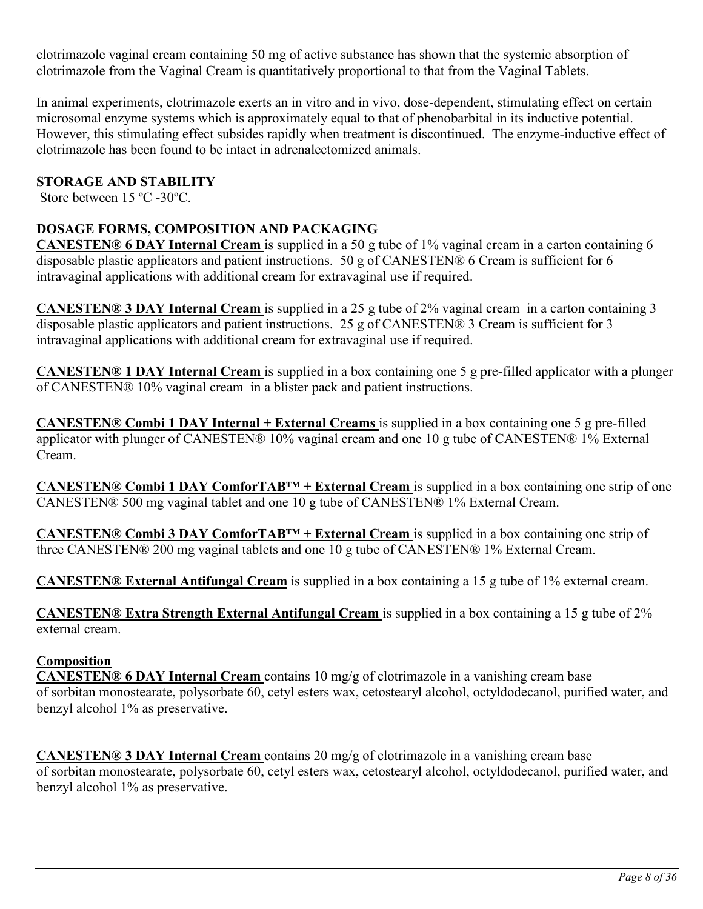clotrimazole vaginal cream containing 50 mg of active substance has shown that the systemic absorption of clotrimazole from the Vaginal Cream is quantitatively proportional to that from the Vaginal Tablets.

In animal experiments, clotrimazole exerts an in vitro and in vivo, dose-dependent, stimulating effect on certain microsomal enzyme systems which is approximately equal to that of phenobarbital in its inductive potential. However, this stimulating effect subsides rapidly when treatment is discontinued. The enzyme-inductive effect of clotrimazole has been found to be intact in adrenalectomized animals.

## STORAGE AND STABILITY

Store between 15 ºC -30ºC.

## DOSAGE FORMS, COMPOSITION AND PACKAGING

**CANESTEN® 6 DAY Internal Cream** is supplied in a 50 g tube of 1% vaginal cream in a carton containing 6 disposable plastic applicators and patient instructions. 50 g of CANESTEN® 6 Cream is sufficient for 6 intravaginal applications with additional cream for extravaginal use if required.

**CANESTEN® 3 DAY Internal Cream** is supplied in a 25 g tube of 2% vaginal cream in a carton containing 3 disposable plastic applicators and patient instructions. 25 g of CANESTEN® 3 Cream is sufficient for 3 intravaginal applications with additional cream for extravaginal use if required.

**CANESTEN® 1 DAY Internal Cream** is supplied in a box containing one 5 g pre-filled applicator with a plunger of CANESTEN® 10% vaginal cream in a blister pack and patient instructions.

**CANESTEN® Combi 1 DAY Internal + External Creams** is supplied in a box containing one 5 g pre-filled applicator with plunger of CANESTEN® 10% vaginal cream and one 10 g tube of CANESTEN® 1% External Cream.

**CANESTEN® Combi 1 DAY ComforTAB™ + External Cream** is supplied in a box containing one strip of one CANESTEN® 500 mg vaginal tablet and one 10 g tube of CANESTEN® 1% External Cream.

**CANESTEN® Combi 3 DAY ComforTAB™ + External Cream** is supplied in a box containing one strip of three CANESTEN® 200 mg vaginal tablets and one 10 g tube of CANESTEN® 1% External Cream.

**CANESTEN® External Antifungal Cream** is supplied in a box containing a 15 g tube of 1% external cream.

**CANESTEN® Extra Strength External Antifungal Cream** is supplied in a box containing a 15 g tube of 2% external cream.

### Composition

**CANESTEN® 6 DAY Internal Cream** contains 10 mg/g of clotrimazole in a vanishing cream base of sorbitan monostearate, polysorbate 60, cetyl esters wax, cetostearyl alcohol, octyldodecanol, purified water, and benzyl alcohol 1% as preservative.

**CANESTEN® 3 DAY Internal Cream** contains 20 mg/g of clotrimazole in a vanishing cream base of sorbitan monostearate, polysorbate 60, cetyl esters wax, cetostearyl alcohol, octyldodecanol, purified water, and benzyl alcohol 1% as preservative.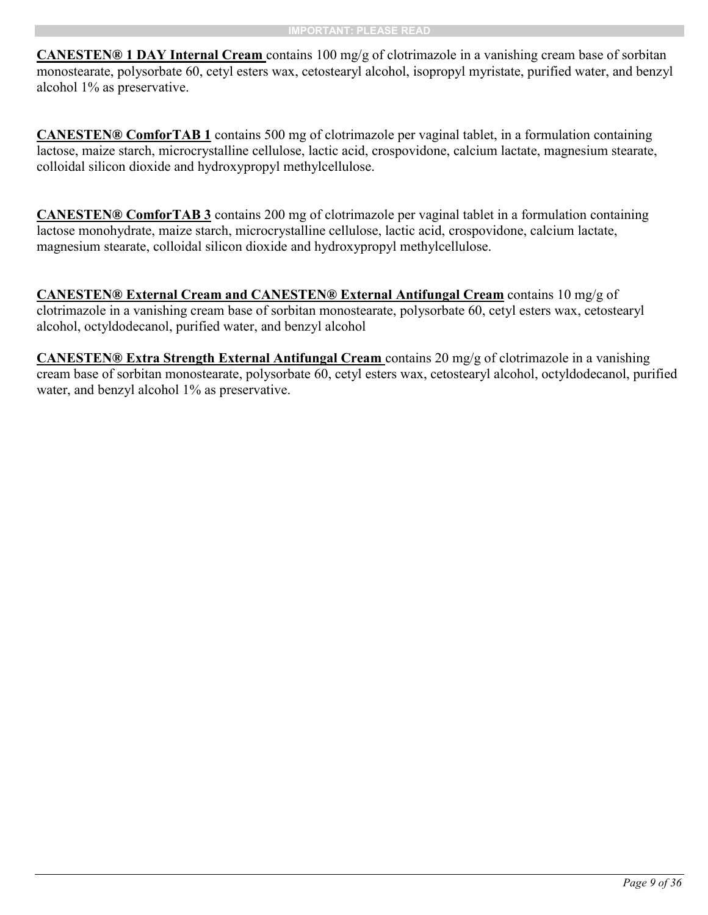**CANESTEN® 1 DAY Internal Cream** contains 100 mg/g of clotrimazole in a vanishing cream base of sorbitan monostearate, polysorbate 60, cetyl esters wax, cetostearyl alcohol, isopropyl myristate, purified water, and benzyl alcohol 1% as preservative.

**CANESTEN® ComforTAB 1** contains 500 mg of clotrimazole per vaginal tablet, in a formulation containing lactose, maize starch, microcrystalline cellulose, lactic acid, crospovidone, calcium lactate, magnesium stearate, colloidal silicon dioxide and hydroxypropyl methylcellulose.

**CANESTEN® ComforTAB 3** contains 200 mg of clotrimazole per vaginal tablet in a formulation containing lactose monohydrate, maize starch, microcrystalline cellulose, lactic acid, crospovidone, calcium lactate, magnesium stearate, colloidal silicon dioxide and hydroxypropyl methylcellulose.

**CANESTEN® External Cream and CANESTEN® External Antifungal Cream** contains 10 mg/g of clotrimazole in a vanishing cream base of sorbitan monostearate, polysorbate 60, cetyl esters wax, cetostearyl alcohol, octyldodecanol, purified water, and benzyl alcohol

**CANESTEN® Extra Strength External Antifungal Cream** contains 20 mg/g of clotrimazole in a vanishing cream base of sorbitan monostearate, polysorbate 60, cetyl esters wax, cetostearyl alcohol, octyldodecanol, purified water, and benzyl alcohol 1% as preservative.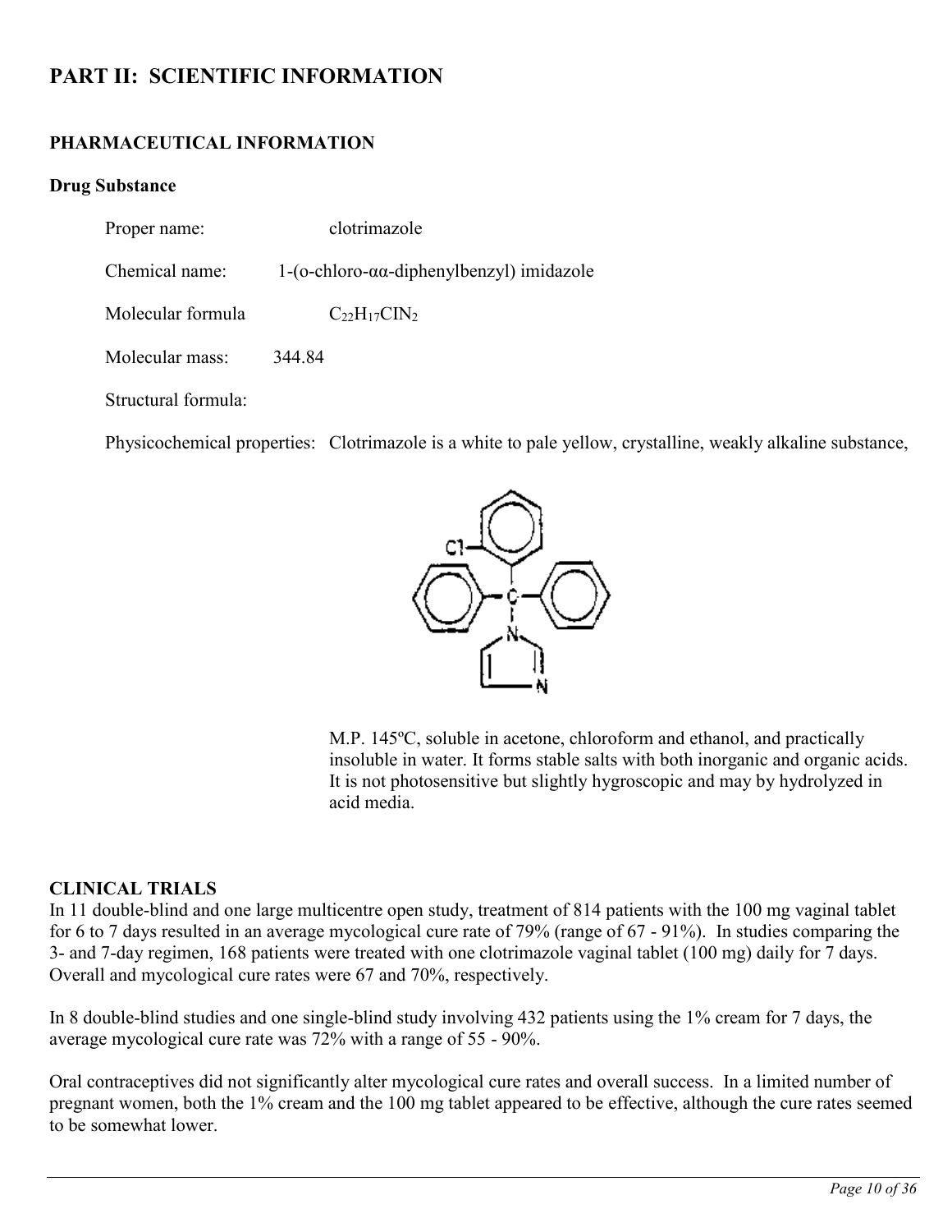# PART II: SCIENTIFIC INFORMATION

## PHARMACEUTICAL INFORMATION

### Drug Substance

Proper name: clotrimazole

Chemical name: 1-(o-chloro-αα-diphenylbenzyl) imidazole

Molecular formula $C_{22}H_{17}ClN_2$

Molecular mass: 344.84

Structural formula:

Physicochemical properties: Clotrimazole is a white to pale yellow, crystalline, weakly alkaline substance, M.P. 145ºC, soluble in acetone, chloroform and ethanol, and practically insoluble in water. It forms stable salts with both inorganic and organic acids. It is not photosensitive but slightly hygroscopic and may by hydrolyzed in acid media.

## CLINICAL TRIALS

In 11 double-blind and one large multicentre open study, treatment of 814 patients with the 100 mg vaginal tablet for 6 to 7 days resulted in an average mycological cure rate of 79% (range of 67 - 91%). In studies comparing the 3- and 7-day regimen, 168 patients were treated with one clotrimazole vaginal tablet (100 mg) daily for 7 days. Overall and mycological cure rates were 67 and 70%, respectively.

In 8 double-blind studies and one single-blind study involving 432 patients using the 1% cream for 7 days, the average mycological cure rate was 72% with a range of 55 - 90%.

Oral contraceptives did not significantly alter mycological cure rates and overall success. In a limited number of pregnant women, both the 1% cream and the 100 mg tablet appeared to be effective, although the cure rates seemed to be somewhat lower.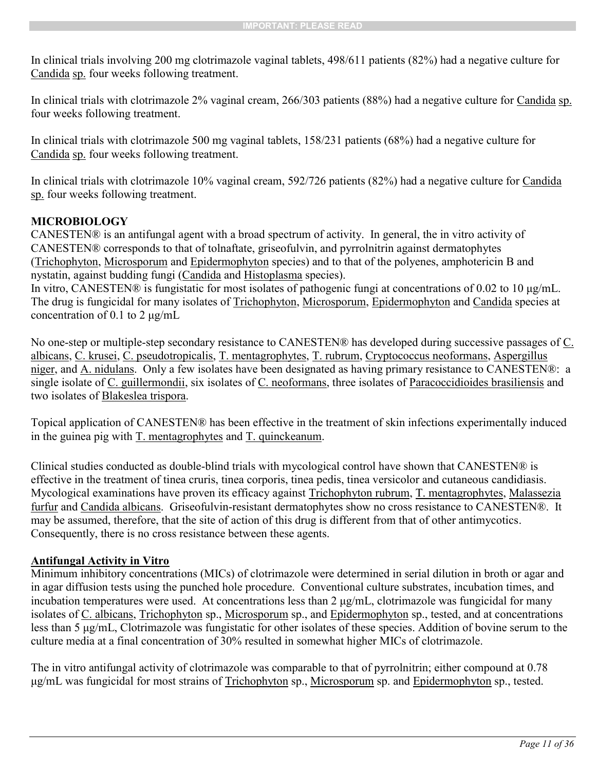In clinical trials involving 200 mg clotrimazole vaginal tablets, 498/611 patients (82%) had a negative culture for Candida sp. four weeks following treatment.

In clinical trials with clotrimazole 2% vaginal cream, 266/303 patients (88%) had a negative culture for Candida sp. four weeks following treatment.

In clinical trials with clotrimazole 500 mg vaginal tablets, 158/231 patients (68%) had a negative culture for Candida sp. four weeks following treatment.

In clinical trials with clotrimazole 10% vaginal cream, 592/726 patients (82%) had a negative culture for Candida sp. four weeks following treatment.

**MICROBIOLOGY**

CANESTEN® is an antifungal agent with a broad spectrum of activity. In general, the in vitro activity of CANESTEN® corresponds to that of tolnaftate, griseofulvin, and pyrrolnitrin against dermatophytes (Trichophyton, Microsporum and Epidermophyton species) and to that of the polyenes, amphotericin B and nystatin, against budding fungi (Candida and Histoplasma species).
In vitro, CANESTEN® is fungistatic for most isolates of pathogenic fungi at concentrations of 0.02 to 10 µg/mL. The drug is fungicidal for many isolates of Trichophyton, Microsporum, Epidermophyton and Candida species at concentration of 0.1 to 2 µg/mL

No one-step or multiple-step secondary resistance to CANESTEN® has developed during successive passages of C. albicans, C. krusei, C. pseudotropicalis, T. mentagrophytes, T. rubrum, Cryptococcus neoformans, Aspergillus niger, and A. nidulans. Only a few isolates have been designated as having primary resistance to CANESTEN®: a single isolate of C. guillermondii, six isolates of C. neoformans, three isolates of Paracoccidioides brasiliensis and two isolates of Blakeslea trispora.

Topical application of CANESTEN® has been effective in the treatment of skin infections experimentally induced in the guinea pig with T. mentagrophytes and T. quinckeanum.

Clinical studies conducted as double-blind trials with mycological control have shown that CANESTEN® is effective in the treatment of tinea cruris, tinea corporis, tinea pedis, tinea versicolor and cutaneous candidiasis. Mycological examinations have proven its efficacy against Trichophyton rubrum, T. mentagrophytes, Malassezia furfur and Candida albicans. Griseofulvin-resistant dermatophytes show no cross resistance to CANESTEN®. It may be assumed, therefore, that the site of action of this drug is different from that of other antimycotics. Consequently, there is no cross resistance between these agents.

**Antifungal Activity in Vitro**

Minimum inhibitory concentrations (MICs) of clotrimazole were determined in serial dilution in broth or agar and in agar diffusion tests using the punched hole procedure. Conventional culture substrates, incubation times, and incubation temperatures were used. At concentrations less than 2 µg/mL, clotrimazole was fungicidal for many isolates of C. albicans, Trichophyton sp., Microsporum sp., and Epidermophyton sp., tested, and at concentrations less than 5 µg/mL, Clotrimazole was fungistatic for other isolates of these species. Addition of bovine serum to the culture media at a final concentration of 30% resulted in somewhat higher MICs of clotrimazole.

The in vitro antifungal activity of clotrimazole was comparable to that of pyrrolnitrin; either compound at 0.78 µg/mL was fungicidal for most strains of Trichophyton sp., Microsporum sp. and Epidermophyton sp., tested.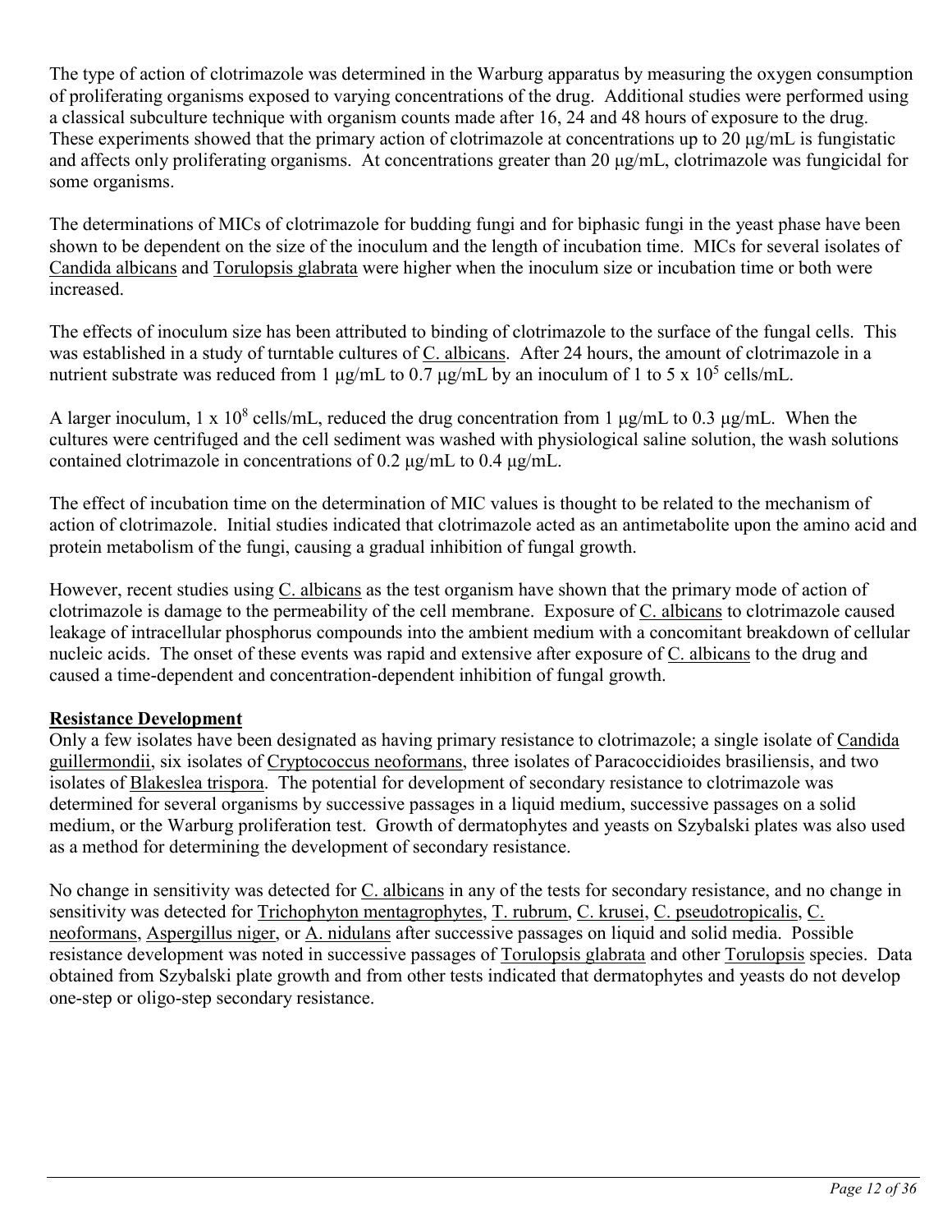The type of action of clotrimazole was determined in the Warburg apparatus by measuring the oxygen consumption of proliferating organisms exposed to varying concentrations of the drug. Additional studies were performed using a classical subculture technique with organism counts made after 16, 24 and 48 hours of exposure to the drug. These experiments showed that the primary action of clotrimazole at concentrations up to 20 μg/mL is fungistatic and affects only proliferating organisms. At concentrations greater than 20 μg/mL, clotrimazole was fungicidal for some organisms.

The determinations of MICs of clotrimazole for budding fungi and for biphasic fungi in the yeast phase have been shown to be dependent on the size of the inoculum and the length of incubation time. MICs for several isolates of Candida albicans and Torulopsis glabrata were higher when the inoculum size or incubation time or both were increased.

The effects of inoculum size has been attributed to binding of clotrimazole to the surface of the fungal cells. This was established in a study of turntable cultures of C. albicans. After 24 hours, the amount of clotrimazole in a nutrient substrate was reduced from 1 μg/mL to 0.7 μg/mL by an inoculum of 1 to 5 x $10^5$ cells/mL.

A larger inoculum, 1 x $10^8$ cells/mL, reduced the drug concentration from 1 μg/mL to 0.3 μg/mL. When the cultures were centrifuged and the cell sediment was washed with physiological saline solution, the wash solutions contained clotrimazole in concentrations of 0.2 μg/mL to 0.4 μg/mL.

The effect of incubation time on the determination of MIC values is thought to be related to the mechanism of action of clotrimazole. Initial studies indicated that clotrimazole acted as an antimetabolite upon the amino acid and protein metabolism of the fungi, causing a gradual inhibition of fungal growth.

However, recent studies using C. albicans as the test organism have shown that the primary mode of action of clotrimazole is damage to the permeability of the cell membrane. Exposure of C. albicans to clotrimazole caused leakage of intracellular phosphorus compounds into the ambient medium with a concomitant breakdown of cellular nucleic acids. The onset of these events was rapid and extensive after exposure of C. albicans to the drug and caused a time-dependent and concentration-dependent inhibition of fungal growth.

**Resistance Development**

Only a few isolates have been designated as having primary resistance to clotrimazole; a single isolate of Candida guillermondii, six isolates of Cryptococcus neoformans, three isolates of Paracoccidioides brasiliensis, and two isolates of Blakeslea trispora. The potential for development of secondary resistance to clotrimazole was determined for several organisms by successive passages in a liquid medium, successive passages on a solid medium, or the Warburg proliferation test. Growth of dermatophytes and yeasts on Szybalski plates was also used as a method for determining the development of secondary resistance.

No change in sensitivity was detected for C. albicans in any of the tests for secondary resistance, and no change in sensitivity was detected for Trichophyton mentagrophytes, T. rubrum, C. krusei, C. pseudotropicalis, C. neoformans, Aspergillus niger, or A. nidulans after successive passages on liquid and solid media. Possible resistance development was noted in successive passages of Torulopsis glabrata and other Torulopsis species. Data obtained from Szybalski plate growth and from other tests indicated that dermatophytes and yeasts do not develop one-step or oligo-step secondary resistance.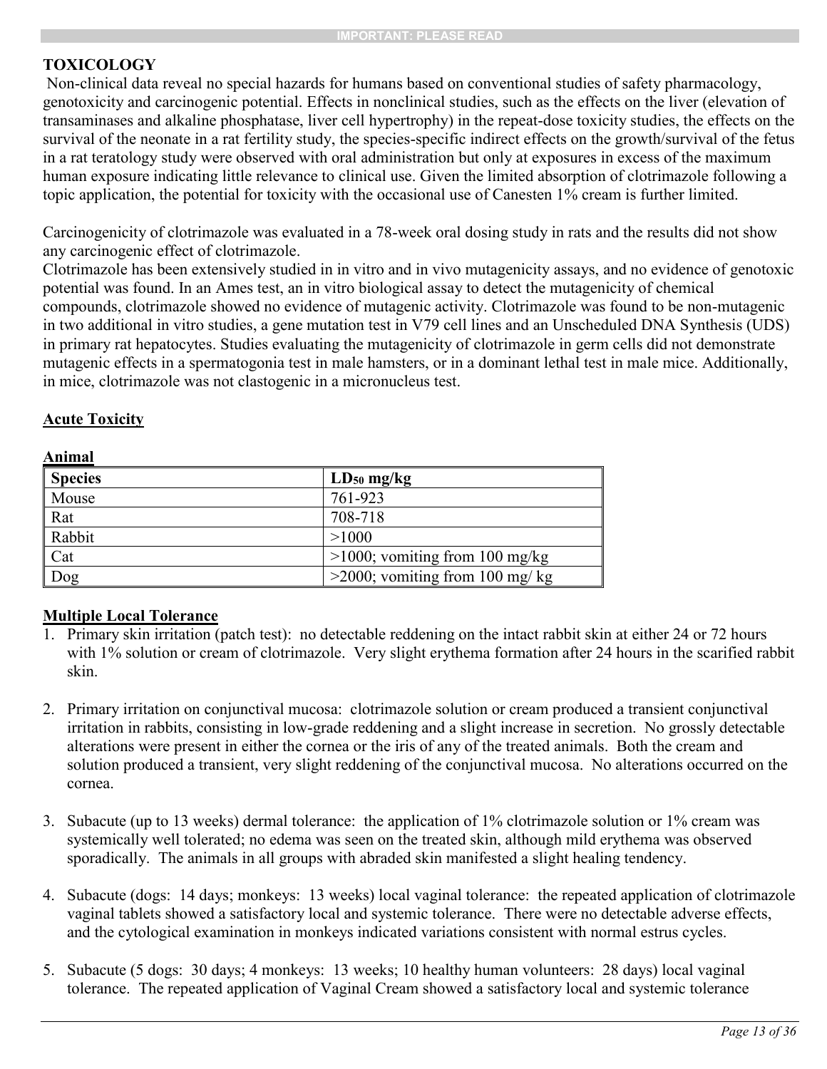## TOXICOLOGY

Non-clinical data reveal no special hazards for humans based on conventional studies of safety pharmacology, genotoxicity and carcinogenic potential. Effects in nonclinical studies, such as the effects on the liver (elevation of transaminases and alkaline phosphatase, liver cell hypertrophy) in the repeat-dose toxicity studies, the effects on the survival of the neonate in a rat fertility study, the species-specific indirect effects on the growth/survival of the fetus in a rat teratology study were observed with oral administration but only at exposures in excess of the maximum human exposure indicating little relevance to clinical use. Given the limited absorption of clotrimazole following a topic application, the potential for toxicity with the occasional use of Canesten 1% cream is further limited.

Carcinogenicity of clotrimazole was evaluated in a 78-week oral dosing study in rats and the results did not show any carcinogenic effect of clotrimazole.

Clotrimazole has been extensively studied in in vitro and in vivo mutagenicity assays, and no evidence of genotoxic potential was found. In an Ames test, an in vitro biological assay to detect the mutagenicity of chemical compounds, clotrimazole showed no evidence of mutagenic activity. Clotrimazole was found to be non-mutagenic in two additional in vitro studies, a gene mutation test in V79 cell lines and an Unscheduled DNA Synthesis (UDS) in primary rat hepatocytes. Studies evaluating the mutagenicity of clotrimazole in germ cells did not demonstrate mutagenic effects in a spermatogonia test in male hamsters, or in a dominant lethal test in male mice. Additionally, in mice, clotrimazole was not clastogenic in a micronucleus test.

### Acute Toxicity

**Animal**

| Species | $LD_{50}$ mg/kg |
|---|---|
| Mouse | 761-923 |
| Rat | 708-718 |
| Rabbit | >1000 |
| Cat | >1000; vomiting from 100 mg/kg |
| Dog | >2000; vomiting from 100 mg/ kg |

### Multiple Local Tolerance

1. Primary skin irritation (patch test): no detectable reddening on the intact rabbit skin at either 24 or 72 hours with 1% solution or cream of clotrimazole. Very slight erythema formation after 24 hours in the scarified rabbit skin.

2. Primary irritation on conjunctival mucosa: clotrimazole solution or cream produced a transient conjunctival irritation in rabbits, consisting in low-grade reddening and a slight increase in secretion. No grossly detectable alterations were present in either the cornea or the iris of any of the treated animals. Both the cream and solution produced a transient, very slight reddening of the conjunctival mucosa. No alterations occurred on the cornea.

3. Subacute (up to 13 weeks) dermal tolerance: the application of 1% clotrimazole solution or 1% cream was systemically well tolerated; no edema was seen on the treated skin, although mild erythema was observed sporadically. The animals in all groups with abraded skin manifested a slight healing tendency.

4. Subacute (dogs: 14 days; monkeys: 13 weeks) local vaginal tolerance: the repeated application of clotrimazole vaginal tablets showed a satisfactory local and systemic tolerance. There were no detectable adverse effects, and the cytological examination in monkeys indicated variations consistent with normal estrus cycles.

5. Subacute (5 dogs: 30 days; 4 monkeys: 13 weeks; 10 healthy human volunteers: 28 days) local vaginal tolerance. The repeated application of Vaginal Cream showed a satisfactory local and systemic tolerance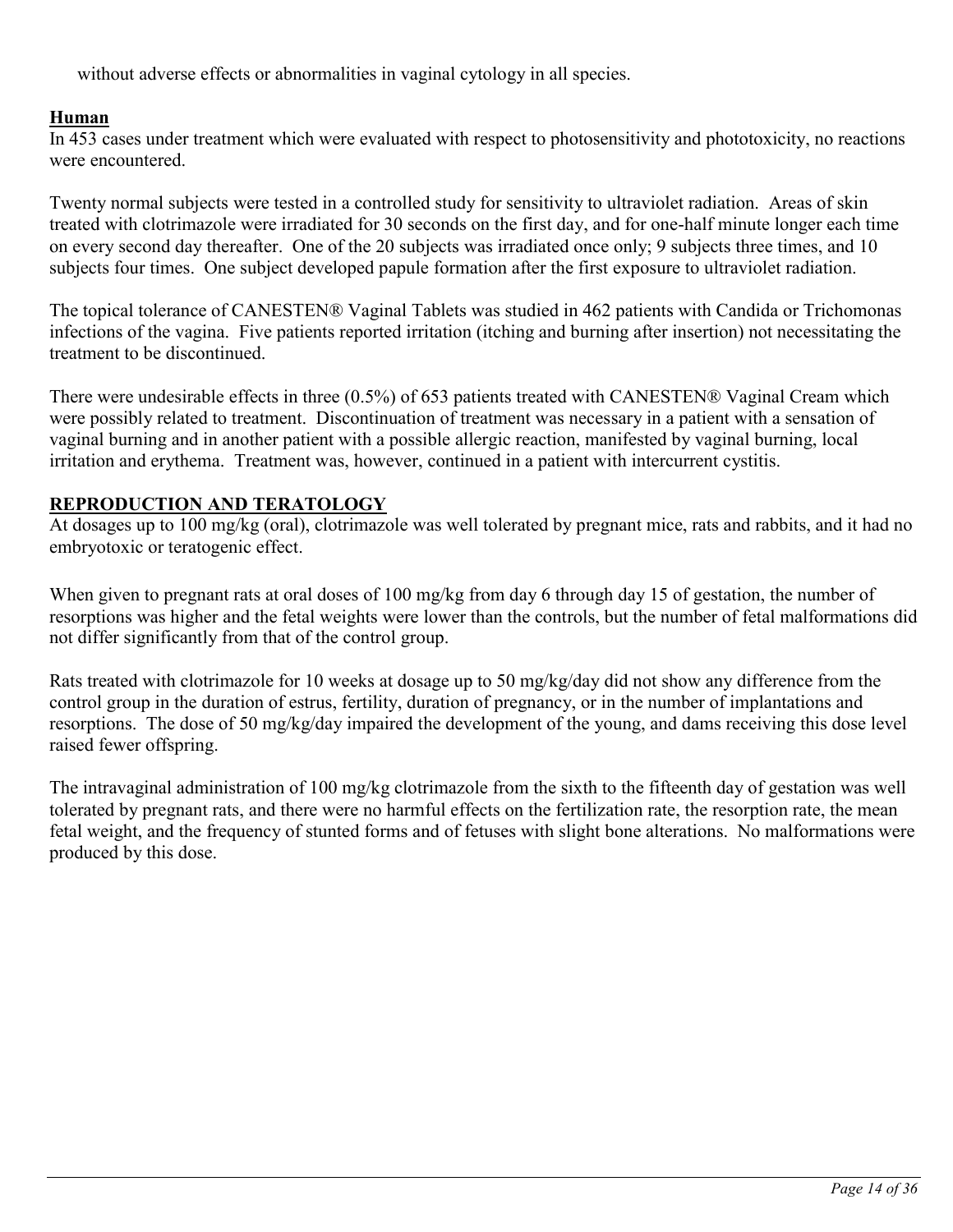without adverse effects or abnormalities in vaginal cytology in all species.

### Human

In 453 cases under treatment which were evaluated with respect to photosensitivity and phototoxicity, no reactions were encountered.

Twenty normal subjects were tested in a controlled study for sensitivity to ultraviolet radiation. Areas of skin treated with clotrimazole were irradiated for 30 seconds on the first day, and for one-half minute longer each time on every second day thereafter. One of the 20 subjects was irradiated once only; 9 subjects three times, and 10 subjects four times. One subject developed papule formation after the first exposure to ultraviolet radiation.

The topical tolerance of CANESTEN® Vaginal Tablets was studied in 462 patients with Candida or Trichomonas infections of the vagina. Five patients reported irritation (itching and burning after insertion) not necessitating the treatment to be discontinued.

There were undesirable effects in three (0.5%) of 653 patients treated with CANESTEN® Vaginal Cream which were possibly related to treatment. Discontinuation of treatment was necessary in a patient with a sensation of vaginal burning and in another patient with a possible allergic reaction, manifested by vaginal burning, local irritation and erythema. Treatment was, however, continued in a patient with intercurrent cystitis.

## REPRODUCTION AND TERATOLOGY

At dosages up to 100 mg/kg (oral), clotrimazole was well tolerated by pregnant mice, rats and rabbits, and it had no embryotoxic or teratogenic effect.

When given to pregnant rats at oral doses of 100 mg/kg from day 6 through day 15 of gestation, the number of resorptions was higher and the fetal weights were lower than the controls, but the number of fetal malformations did not differ significantly from that of the control group.

Rats treated with clotrimazole for 10 weeks at dosage up to 50 mg/kg/day did not show any difference from the control group in the duration of estrus, fertility, duration of pregnancy, or in the number of implantations and resorptions. The dose of 50 mg/kg/day impaired the development of the young, and dams receiving this dose level raised fewer offspring.

The intravaginal administration of 100 mg/kg clotrimazole from the sixth to the fifteenth day of gestation was well tolerated by pregnant rats, and there were no harmful effects on the fertilization rate, the resorption rate, the mean fetal weight, and the frequency of stunted forms and of fetuses with slight bone alterations. No malformations were produced by this dose.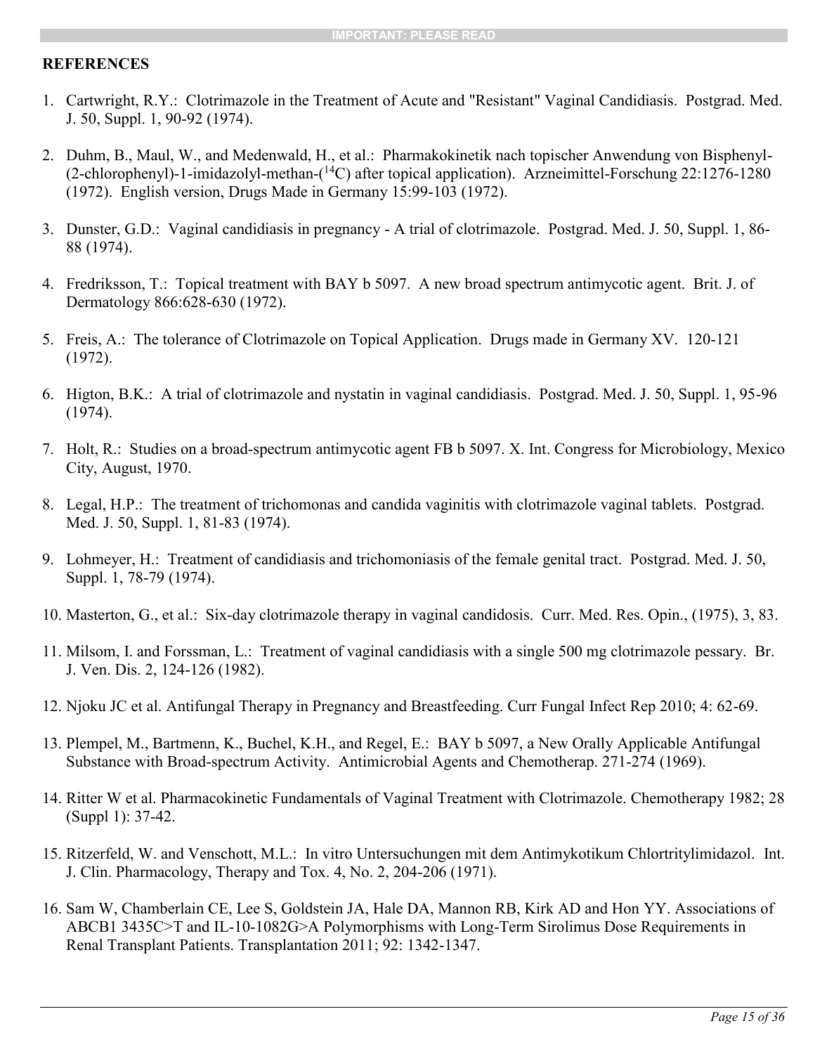## REFERENCES

1. Cartwright, R.Y.: Clotrimazole in the Treatment of Acute and "Resistant" Vaginal Candidiasis. Postgrad. Med. J. 50, Suppl. 1, 90-92 (1974).

2. Duhm, B., Maul, W., and Medenwald, H., et al.: Pharmakokinetik nach topischer Anwendung von Bisphenyl-(2-chlorophenyl)-1-imidazolyl-methan-($^{14}$C) after topical application). Arzneimittel-Forschung 22:1276-1280 (1972). English version, Drugs Made in Germany 15:99-103 (1972).

3. Dunster, G.D.: Vaginal candidiasis in pregnancy - A trial of clotrimazole. Postgrad. Med. J. 50, Suppl. 1, 86-88 (1974).

4. Fredriksson, T.: Topical treatment with BAY b 5097. A new broad spectrum antimycotic agent. Brit. J. of Dermatology 866:628-630 (1972).

5. Freis, A.: The tolerance of Clotrimazole on Topical Application. Drugs made in Germany XV. 120-121 (1972).

6. Higton, B.K.: A trial of clotrimazole and nystatin in vaginal candidiasis. Postgrad. Med. J. 50, Suppl. 1, 95-96 (1974).

7. Holt, R.: Studies on a broad-spectrum antimycotic agent FB b 5097. X. Int. Congress for Microbiology, Mexico City, August, 1970.

8. Legal, H.P.: The treatment of trichomonas and candida vaginitis with clotrimazole vaginal tablets. Postgrad. Med. J. 50, Suppl. 1, 81-83 (1974).

9. Lohmeyer, H.: Treatment of candidiasis and trichomoniasis of the female genital tract. Postgrad. Med. J. 50, Suppl. 1, 78-79 (1974).

10. Masterton, G., et al.: Six-day clotrimazole therapy in vaginal candidosis. Curr. Med. Res. Opin., (1975), 3, 83.

11. Milsom, I. and Forssman, L.: Treatment of vaginal candidiasis with a single 500 mg clotrimazole pessary. Br. J. Ven. Dis. 2, 124-126 (1982).

12. Njoku JC et al. Antifungal Therapy in Pregnancy and Breastfeeding. Curr Fungal Infect Rep 2010; 4: 62-69.

13. Plempel, M., Bartmenn, K., Buchel, K.H., and Regel, E.: BAY b 5097, a New Orally Applicable Antifungal Substance with Broad-spectrum Activity. Antimicrobial Agents and Chemotherap. 271-274 (1969).

14. Ritter W et al. Pharmacokinetic Fundamentals of Vaginal Treatment with Clotrimazole. Chemotherapy 1982; 28 (Suppl 1): 37-42.

15. Ritzerfeld, W. and Venschott, M.L.: In vitro Untersuchungen mit dem Antimykotikum Chlortritylimidazol. Int. J. Clin. Pharmacology, Therapy and Tox. 4, No. 2, 204-206 (1971).

16. Sam W, Chamberlain CE, Lee S, Goldstein JA, Hale DA, Mannon RB, Kirk AD and Hon YY. Associations of ABCB1 3435C>T and IL-10-1082G>A Polymorphisms with Long-Term Sirolimus Dose Requirements in Renal Transplant Patients. Transplantation 2011; 92: 1342-1347.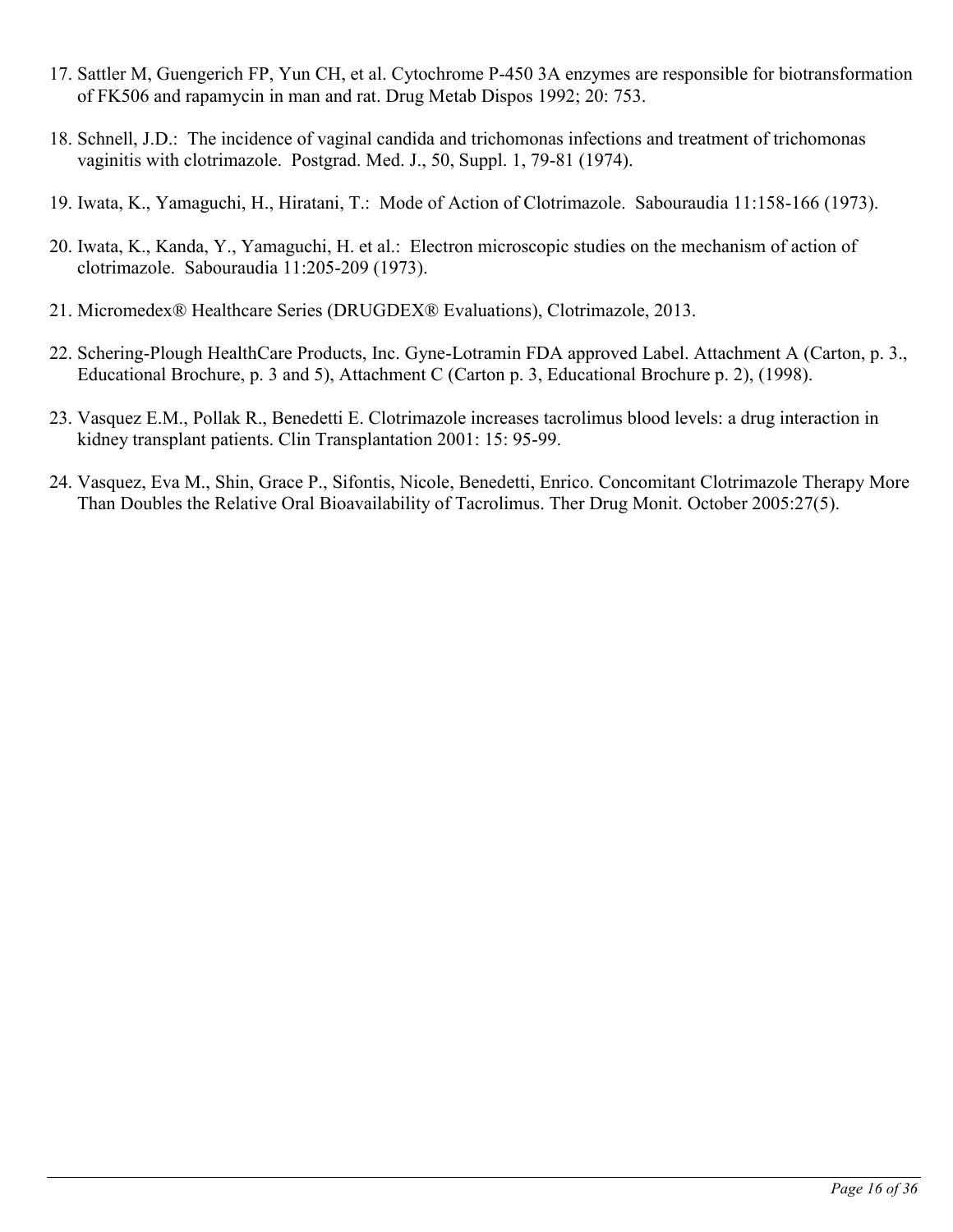17. Sattler M, Guengerich FP, Yun CH, et al. Cytochrome P-450 3A enzymes are responsible for biotransformation of FK506 and rapamycin in man and rat. Drug Metab Dispos 1992; 20: 753.

18. Schnell, J.D.: The incidence of vaginal candida and trichomonas infections and treatment of trichomonas vaginitis with clotrimazole. Postgrad. Med. J., 50, Suppl. 1, 79-81 (1974).

19. Iwata, K., Yamaguchi, H., Hiratani, T.: Mode of Action of Clotrimazole. Sabouraudia 11:158-166 (1973).

20. Iwata, K., Kanda, Y., Yamaguchi, H. et al.: Electron microscopic studies on the mechanism of action of clotrimazole. Sabouraudia 11:205-209 (1973).

21. Micromedex® Healthcare Series (DRUGDEX® Evaluations), Clotrimazole, 2013.

22. Schering-Plough HealthCare Products, Inc. Gyne-Lotramin FDA approved Label. Attachment A (Carton, p. 3., Educational Brochure, p. 3 and 5), Attachment C (Carton p. 3, Educational Brochure p. 2), (1998).

23. Vasquez E.M., Pollak R., Benedetti E. Clotrimazole increases tacrolimus blood levels: a drug interaction in kidney transplant patients. Clin Transplantation 2001: 15: 95-99.

24. Vasquez, Eva M., Shin, Grace P., Sifontis, Nicole, Benedetti, Enrico. Concomitant Clotrimazole Therapy More Than Doubles the Relative Oral Bioavailability of Tacrolimus. Ther Drug Monit. October 2005:27(5).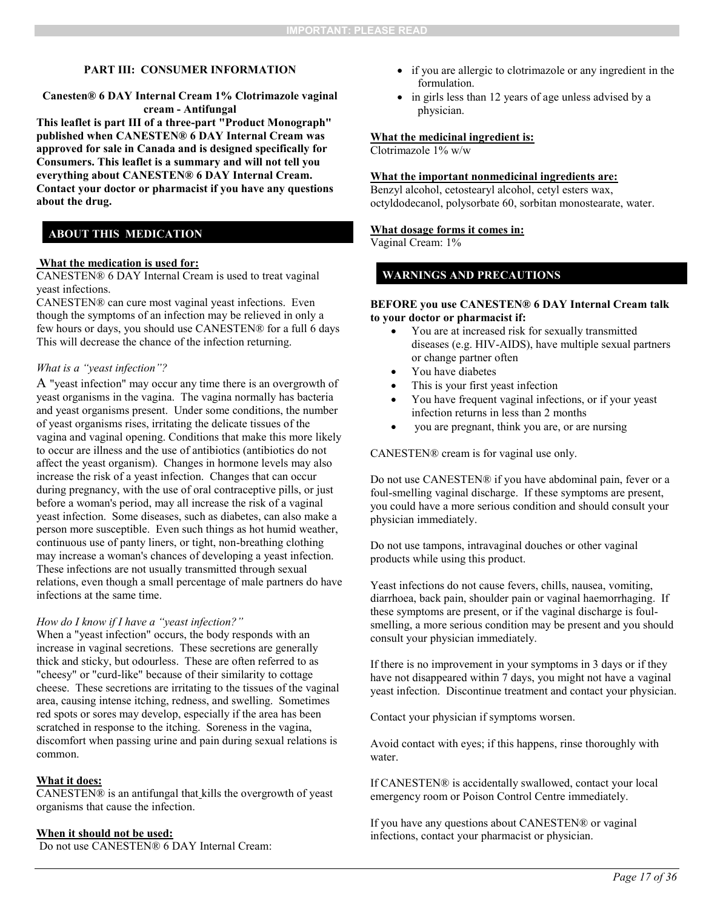## PART III: CONSUMER INFORMATION

**Canesten® 6 DAY Internal Cream 1% Clotrimazole vaginal cream - Antifungal**

**This leaflet is part III of a three-part "Product Monograph" published when CANESTEN® 6 DAY Internal Cream was approved for sale in Canada and is designed specifically for Consumers. This leaflet is a summary and will not tell you everything about CANESTEN® 6 DAY Internal Cream. Contact your doctor or pharmacist if you have any questions about the drug.**

### ABOUT THIS MEDICATION

**What the medication is used for:**

CANESTEN® 6 DAY Internal Cream is used to treat vaginal yeast infections.

CANESTEN® can cure most vaginal yeast infections. Even though the symptoms of an infection may be relieved in only a few hours or days, you should use CANESTEN® for a full 6 days This will decrease the chance of the infection returning.

*What is a "yeast infection"?*

A "yeast infection" may occur any time there is an overgrowth of yeast organisms in the vagina. The vagina normally has bacteria and yeast organisms present. Under some conditions, the number of yeast organisms rises, irritating the delicate tissues of the vagina and vaginal opening. Conditions that make this more likely to occur are illness and the use of antibiotics (antibiotics do not affect the yeast organism). Changes in hormone levels may also increase the risk of a yeast infection. Changes that can occur during pregnancy, with the use of oral contraceptive pills, or just before a woman's period, may all increase the risk of a vaginal yeast infection. Some diseases, such as diabetes, can also make a person more susceptible. Even such things as hot humid weather, continuous use of panty liners, or tight, non-breathing clothing may increase a woman's chances of developing a yeast infection. These infections are not usually transmitted through sexual relations, even though a small percentage of male partners do have infections at the same time.

*How do I know if I have a "yeast infection?"*

When a "yeast infection" occurs, the body responds with an increase in vaginal secretions. These secretions are generally thick and sticky, but odourless. These are often referred to as "cheesy" or "curd-like" because of their similarity to cottage cheese. These secretions are irritating to the tissues of the vaginal area, causing intense itching, redness, and swelling. Sometimes red spots or sores may develop, especially if the area has been scratched in response to the itching. Soreness in the vagina, discomfort when passing urine and pain during sexual relations is common.

**What it does:**

CANESTEN® is an antifungal that kills the overgrowth of yeast organisms that cause the infection.

**When it should not be used:**

Do not use CANESTEN® 6 DAY Internal Cream:

- if you are allergic to clotrimazole or any ingredient in the formulation.
- in girls less than 12 years of age unless advised by a physician.

**What the medicinal ingredient is:**

Clotrimazole 1% w/w

**What the important nonmedicinal ingredients are:**

Benzyl alcohol, cetostearyl alcohol, cetyl esters wax, octyldodecanol, polysorbate 60, sorbitan monostearate, water.

**What dosage forms it comes in:**

Vaginal Cream: 1%

### WARNINGS AND PRECAUTIONS

**BEFORE you use CANESTEN® 6 DAY Internal Cream talk to your doctor or pharmacist if:**

- You are at increased risk for sexually transmitted diseases (e.g. HIV-AIDS), have multiple sexual partners or change partner often
- You have diabetes
- This is your first yeast infection
- You have frequent vaginal infections, or if your yeast infection returns in less than 2 months
- you are pregnant, think you are, or are nursing

CANESTEN® cream is for vaginal use only.

Do not use CANESTEN® if you have abdominal pain, fever or a foul-smelling vaginal discharge. If these symptoms are present, you could have a more serious condition and should consult your physician immediately.

Do not use tampons, intravaginal douches or other vaginal products while using this product.

Yeast infections do not cause fevers, chills, nausea, vomiting, diarrhoea, back pain, shoulder pain or vaginal haemorrhaging. If these symptoms are present, or if the vaginal discharge is foul-smelling, a more serious condition may be present and you should consult your physician immediately.

If there is no improvement in your symptoms in 3 days or if they have not disappeared within 7 days, you might not have a vaginal yeast infection. Discontinue treatment and contact your physician.

Contact your physician if symptoms worsen.

Avoid contact with eyes; if this happens, rinse thoroughly with water.

If CANESTEN® is accidentally swallowed, contact your local emergency room or Poison Control Centre immediately.

If you have any questions about CANESTEN® or vaginal infections, contact your pharmacist or physician.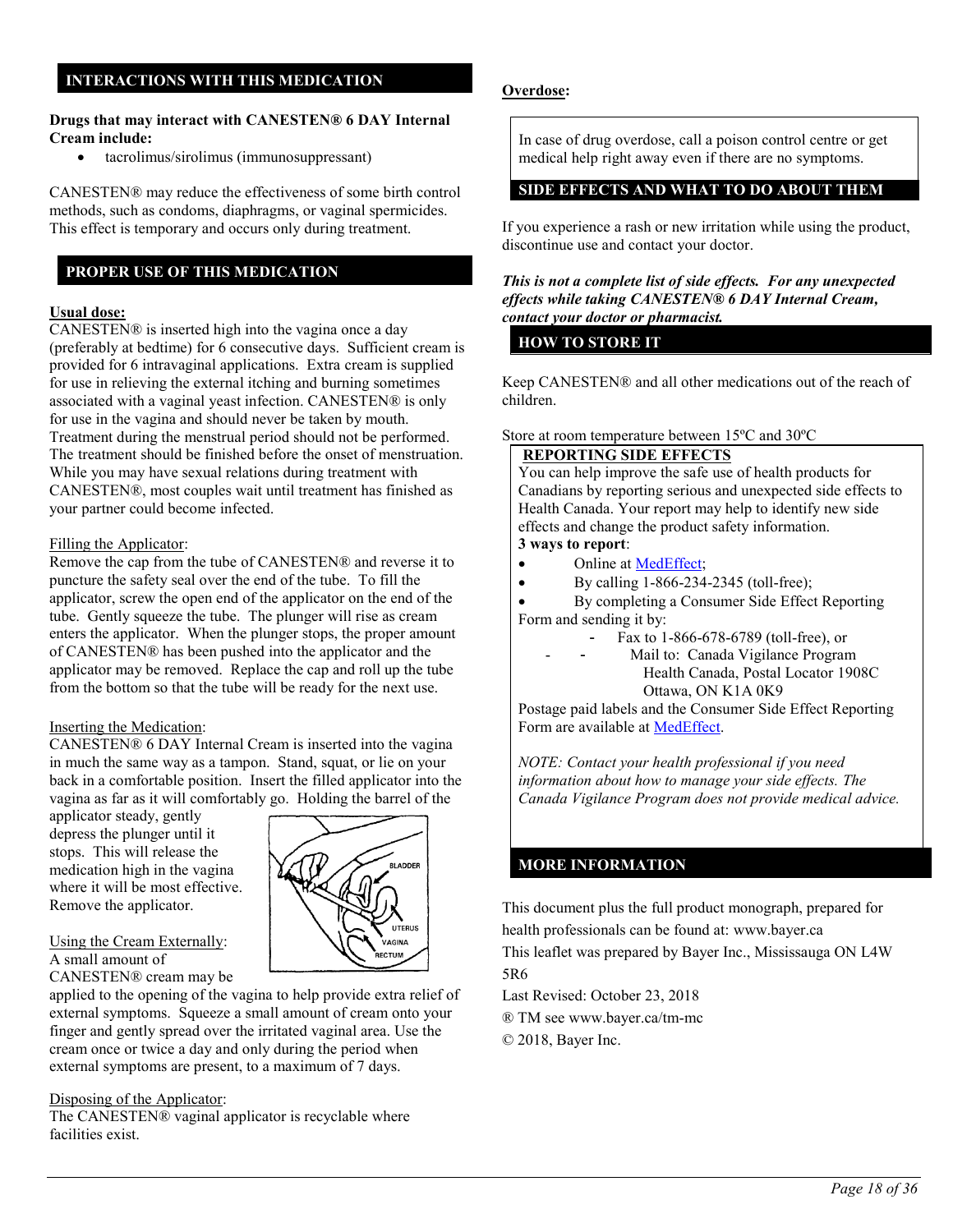## INTERACTIONS WITH THIS MEDICATION

**Drugs that may interact with CANESTEN® 6 DAY Internal Cream include:**

- tacrolimus/sirolimus (immunosuppressant)

CANESTEN® may reduce the effectiveness of some birth control methods, such as condoms, diaphragms, or vaginal spermicides. This effect is temporary and occurs only during treatment.

## PROPER USE OF THIS MEDICATION

**Usual dose:**

CANESTEN® is inserted high into the vagina once a day (preferably at bedtime) for 6 consecutive days. Sufficient cream is provided for 6 intravaginal applications. Extra cream is supplied for use in relieving the external itching and burning sometimes associated with a vaginal yeast infection. CANESTEN® is only for use in the vagina and should never be taken by mouth. Treatment during the menstrual period should not be performed. The treatment should be finished before the onset of menstruation. While you may have sexual relations during treatment with CANESTEN®, most couples wait until treatment has finished as your partner could become infected.

Filling the Applicator:

Remove the cap from the tube of CANESTEN® and reverse it to puncture the safety seal over the end of the tube. To fill the applicator, screw the open end of the applicator on the end of the tube. Gently squeeze the tube. The plunger will rise as cream enters the applicator. When the plunger stops, the proper amount of CANESTEN® has been pushed into the applicator and the applicator may be removed. Replace the cap and roll up the tube from the bottom so that the tube will be ready for the next use.

Inserting the Medication:

CANESTEN® 6 DAY Internal Cream is inserted into the vagina in much the same way as a tampon. Stand, squat, or lie on your back in a comfortable position. Insert the filled applicator into the vagina as far as it will comfortably go. Holding the barrel of the applicator steady, gently depress the plunger until it stops. This will release the medication high in the vagina where it will be most effective. Remove the applicator.

Using the Cream Externally:

A small amount of CANESTEN® cream may be applied to the opening of the vagina to help provide extra relief of external symptoms. Squeeze a small amount of cream onto your finger and gently spread over the irritated vaginal area. Use the cream once or twice a day and only during the period when external symptoms are present, to a maximum of 7 days.

Disposing of the Applicator:

The CANESTEN® vaginal applicator is recyclable where facilities exist.

**Overdose:**

In case of drug overdose, call a poison control centre or get medical help right away even if there are no symptoms.

## SIDE EFFECTS AND WHAT TO DO ABOUT THEM

If you experience a rash or new irritation while using the product, discontinue use and contact your doctor.

***This is not a complete list of side effects. For any unexpected effects while taking CANESTEN® 6 DAY Internal Cream, contact your doctor or pharmacist.***

## HOW TO STORE IT

Keep CANESTEN® and all other medications out of the reach of children.

Store at room temperature between 15ºC and 30ºC

**REPORTING SIDE EFFECTS**

You can help improve the safe use of health products for Canadians by reporting serious and unexpected side effects to Health Canada. Your report may help to identify new side effects and change the product safety information.

**3 ways to report**:

- Online at MedEffect;
- By calling 1-866-234-2345 (toll-free);
- By completing a Consumer Side Effect Reporting Form and sending it by:
  - Fax to 1-866-678-6789 (toll-free), or
  - Mail to: Canada Vigilance Program
    Health Canada, Postal Locator 1908C
    Ottawa, ON K1A 0K9

Postage paid labels and the Consumer Side Effect Reporting Form are available at MedEffect.

*NOTE: Contact your health professional if you need information about how to manage your side effects. The Canada Vigilance Program does not provide medical advice.*

## MORE INFORMATION

This document plus the full product monograph, prepared for health professionals can be found at: www.bayer.ca

This leaflet was prepared by Bayer Inc., Mississauga ON L4W 5R6

Last Revised: October 23, 2018

® TM see www.bayer.ca/tm-mc

© 2018, Bayer Inc.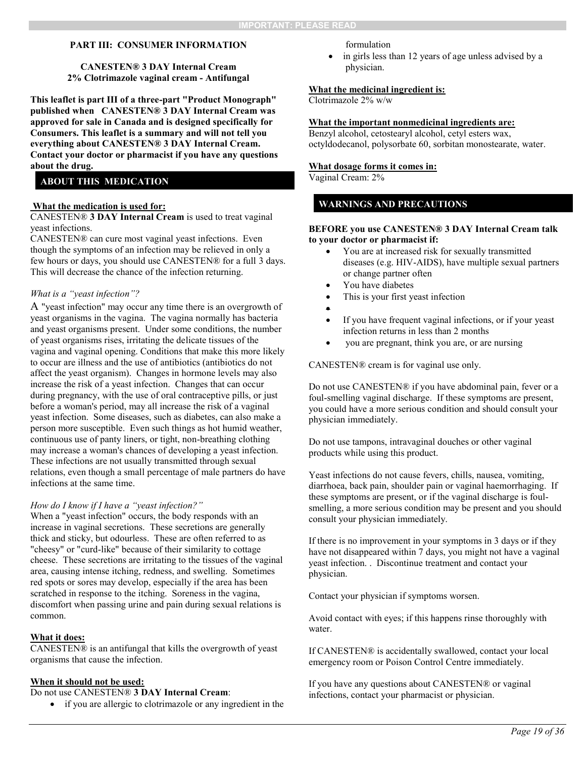## PART III: CONSUMER INFORMATION

**CANESTEN® 3 DAY Internal Cream**
**2% Clotrimazole vaginal cream - Antifungal**

**This leaflet is part III of a three-part "Product Monograph" published when CANESTEN® 3 DAY Internal Cream was approved for sale in Canada and is designed specifically for Consumers. This leaflet is a summary and will not tell you everything about CANESTEN® 3 DAY Internal Cream. Contact your doctor or pharmacist if you have any questions about the drug.**

### ABOUT THIS MEDICATION

**What the medication is used for:**
CANESTEN® **3 DAY Internal Cream** is used to treat vaginal yeast infections.
CANESTEN® can cure most vaginal yeast infections. Even though the symptoms of an infection may be relieved in only a few hours or days, you should use CANESTEN® for a full 3 days. This will decrease the chance of the infection returning.

*What is a "yeast infection"?*
A "yeast infection" may occur any time there is an overgrowth of yeast organisms in the vagina. The vagina normally has bacteria and yeast organisms present. Under some conditions, the number of yeast organisms rises, irritating the delicate tissues of the vagina and vaginal opening. Conditions that make this more likely to occur are illness and the use of antibiotics (antibiotics do not affect the yeast organism). Changes in hormone levels may also increase the risk of a yeast infection. Changes that can occur during pregnancy, with the use of oral contraceptive pills, or just before a woman's period, may all increase the risk of a vaginal yeast infection. Some diseases, such as diabetes, can also make a person more susceptible. Even such things as hot humid weather, continuous use of panty liners, or tight, non-breathing clothing may increase a woman's chances of developing a yeast infection. These infections are not usually transmitted through sexual relations, even though a small percentage of male partners do have infections at the same time.

*How do I know if I have a "yeast infection?"*
When a "yeast infection" occurs, the body responds with an increase in vaginal secretions. These secretions are generally thick and sticky, but odourless. These are often referred to as "cheesy" or "curd-like" because of their similarity to cottage cheese. These secretions are irritating to the tissues of the vaginal area, causing intense itching, redness, and swelling. Sometimes red spots or sores may develop, especially if the area has been scratched in response to the itching. Soreness in the vagina, discomfort when passing urine and pain during sexual relations is common.

**What it does:**
CANESTEN® is an antifungal that kills the overgrowth of yeast organisms that cause the infection.

**When it should not be used:**
Do not use CANESTEN® **3 DAY Internal Cream**:

- if you are allergic to clotrimazole or any ingredient in the formulation
- in girls less than 12 years of age unless advised by a physician.

**What the medicinal ingredient is:**
Clotrimazole 2% w/w

**What the important nonmedicinal ingredients are:**
Benzyl alcohol, cetostearyl alcohol, cetyl esters wax, octyldodecanol, polysorbate 60, sorbitan monostearate, water.

**What dosage forms it comes in:**
Vaginal Cream: 2%

### WARNINGS AND PRECAUTIONS

**BEFORE you use CANESTEN® 3 DAY Internal Cream talk to your doctor or pharmacist if:**

- You are at increased risk for sexually transmitted diseases (e.g. HIV-AIDS), have multiple sexual partners or change partner often
- You have diabetes
- This is your first yeast infection
- 
- If you have frequent vaginal infections, or if your yeast infection returns in less than 2 months
- you are pregnant, think you are, or are nursing

CANESTEN® cream is for vaginal use only.

Do not use CANESTEN® if you have abdominal pain, fever or a foul-smelling vaginal discharge. If these symptoms are present, you could have a more serious condition and should consult your physician immediately.

Do not use tampons, intravaginal douches or other vaginal products while using this product.

Yeast infections do not cause fevers, chills, nausea, vomiting, diarrhoea, back pain, shoulder pain or vaginal haemorrhaging. If these symptoms are present, or if the vaginal discharge is foul-smelling, a more serious condition may be present and you should consult your physician immediately.

If there is no improvement in your symptoms in 3 days or if they have not disappeared within 7 days, you might not have a vaginal yeast infection. . Discontinue treatment and contact your physician.

Contact your physician if symptoms worsen.

Avoid contact with eyes; if this happens rinse thoroughly with water.

If CANESTEN® is accidentally swallowed, contact your local emergency room or Poison Control Centre immediately.

If you have any questions about CANESTEN® or vaginal infections, contact your pharmacist or physician.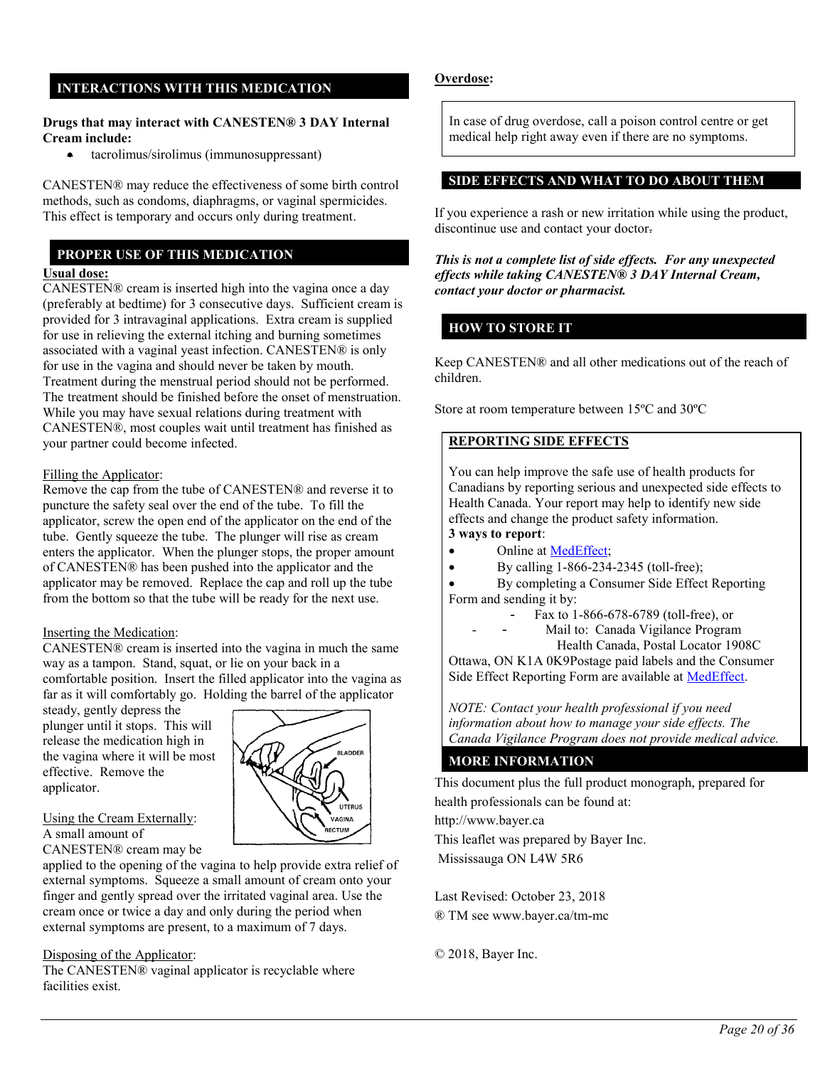## INTERACTIONS WITH THIS MEDICATION

**Drugs that may interact with CANESTEN® 3 DAY Internal Cream include:**

- tacrolimus/sirolimus (immunosuppressant)

CANESTEN® may reduce the effectiveness of some birth control methods, such as condoms, diaphragms, or vaginal spermicides. This effect is temporary and occurs only during treatment.

## PROPER USE OF THIS MEDICATION

**Usual dose:**

CANESTEN® cream is inserted high into the vagina once a day (preferably at bedtime) for 3 consecutive days. Sufficient cream is provided for 3 intravaginal applications. Extra cream is supplied for use in relieving the external itching and burning sometimes associated with a vaginal yeast infection. CANESTEN® is only for use in the vagina and should never be taken by mouth. Treatment during the menstrual period should not be performed. The treatment should be finished before the onset of menstruation. While you may have sexual relations during treatment with CANESTEN®, most couples wait until treatment has finished as your partner could become infected.

Filling the Applicator:

Remove the cap from the tube of CANESTEN® and reverse it to puncture the safety seal over the end of the tube. To fill the applicator, screw the open end of the applicator on the end of the tube. Gently squeeze the tube. The plunger will rise as cream enters the applicator. When the plunger stops, the proper amount of CANESTEN® has been pushed into the applicator and the applicator may be removed. Replace the cap and roll up the tube from the bottom so that the tube will be ready for the next use.

Inserting the Medication:

CANESTEN® cream is inserted into the vagina in much the same way as a tampon. Stand, squat, or lie on your back in a comfortable position. Insert the filled applicator into the vagina as far as it will comfortably go. Holding the barrel of the applicator steady, gently depress the plunger until it stops. This will release the medication high in the vagina where it will be most effective. Remove the applicator.

Using the Cream Externally:

A small amount of CANESTEN® cream may be applied to the opening of the vagina to help provide extra relief of external symptoms. Squeeze a small amount of cream onto your finger and gently spread over the irritated vaginal area. Use the cream once or twice a day and only during the period when external symptoms are present, to a maximum of 7 days.

Disposing of the Applicator:

The CANESTEN® vaginal applicator is recyclable where facilities exist.

**Overdose:**

In case of drug overdose, call a poison control centre or get medical help right away even if there are no symptoms.

## SIDE EFFECTS AND WHAT TO DO ABOUT THEM

If you experience a rash or new irritation while using the product, discontinue use and contact your doctor.

***This is not a complete list of side effects. For any unexpected effects while taking CANESTEN® 3 DAY Internal Cream, contact your doctor or pharmacist.***

## HOW TO STORE IT

Keep CANESTEN® and all other medications out of the reach of children.

Store at room temperature between 15ºC and 30ºC

**REPORTING SIDE EFFECTS**

You can help improve the safe use of health products for Canadians by reporting serious and unexpected side effects to Health Canada. Your report may help to identify new side effects and change the product safety information.

**3 ways to report**:

- Online at MedEffect;
- By calling 1-866-234-2345 (toll-free);
- By completing a Consumer Side Effect Reporting Form and sending it by:
  - Fax to 1-866-678-6789 (toll-free), or
  - Mail to: Canada Vigilance Program
    Health Canada, Postal Locator 1908C
    Ottawa, ON K1A 0K9

Postage paid labels and the Consumer Side Effect Reporting Form are available at MedEffect.

*NOTE: Contact your health professional if you need information about how to manage your side effects. The Canada Vigilance Program does not provide medical advice.*

## MORE INFORMATION

This document plus the full product monograph, prepared for health professionals can be found at:
http://www.bayer.ca

This leaflet was prepared by Bayer Inc.
Mississauga ON L4W 5R6

Last Revised: October 23, 2018

® TM see www.bayer.ca/tm-mc

© 2018, Bayer Inc.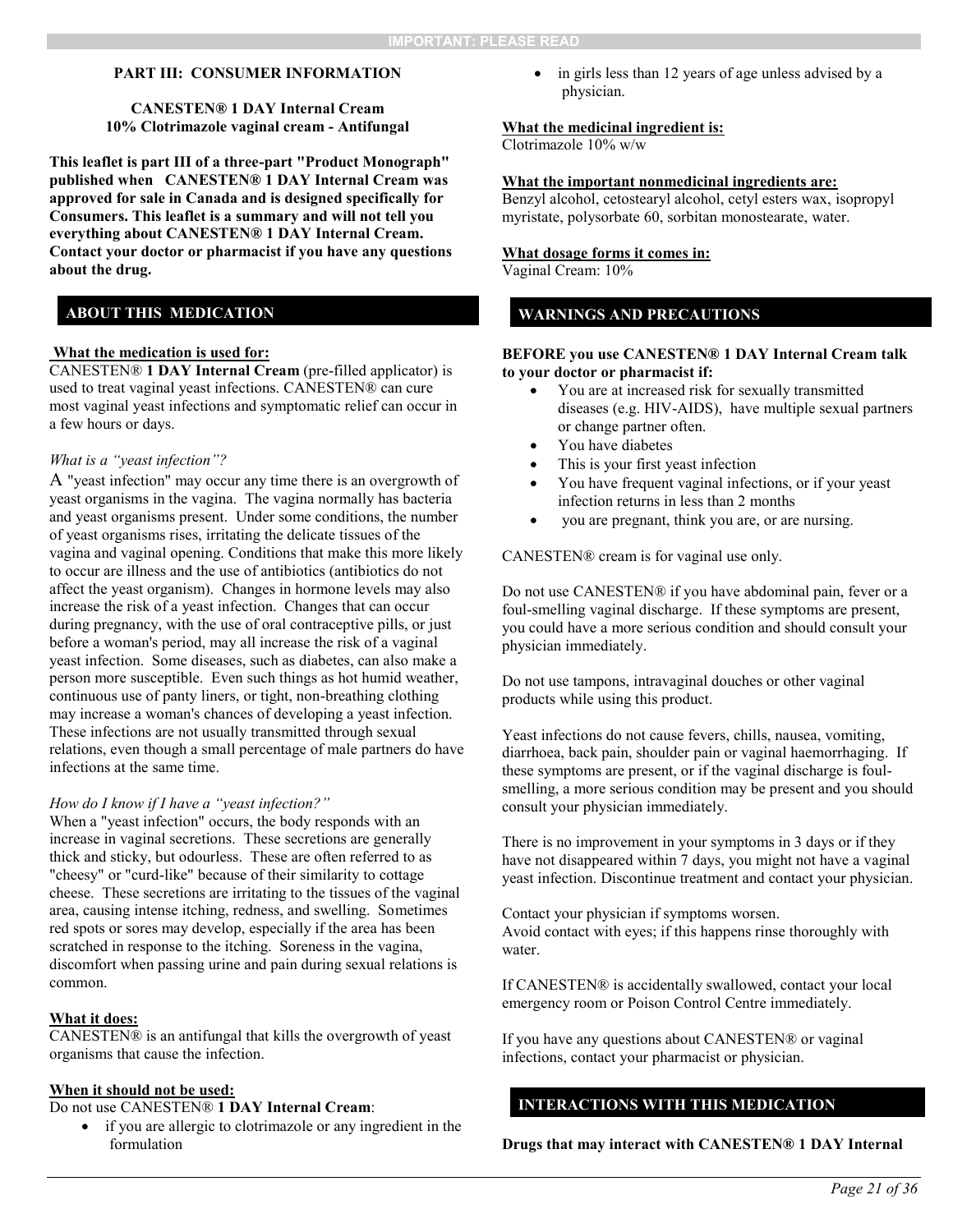IMPORTANT: PLEASE READ

## PART III: CONSUMER INFORMATION

**CANESTEN® 1 DAY Internal Cream**
**10% Clotrimazole vaginal cream - Antifungal**

**This leaflet is part III of a three-part "Product Monograph" published when CANESTEN® 1 DAY Internal Cream was approved for sale in Canada and is designed specifically for Consumers. This leaflet is a summary and will not tell you everything about CANESTEN® 1 DAY Internal Cream. Contact your doctor or pharmacist if you have any questions about the drug.**

### ABOUT THIS MEDICATION

**What the medication is used for:**
CANESTEN® **1 DAY Internal Cream** (pre-filled applicator) is used to treat vaginal yeast infections. CANESTEN® can cure most vaginal yeast infections and symptomatic relief can occur in a few hours or days.

*What is a "yeast infection"?*
A "yeast infection" may occur any time there is an overgrowth of yeast organisms in the vagina. The vagina normally has bacteria and yeast organisms present. Under some conditions, the number of yeast organisms rises, irritating the delicate tissues of the vagina and vaginal opening. Conditions that make this more likely to occur are illness and the use of antibiotics (antibiotics do not affect the yeast organism). Changes in hormone levels may also increase the risk of a yeast infection. Changes that can occur during pregnancy, with the use of oral contraceptive pills, or just before a woman's period, may all increase the risk of a vaginal yeast infection. Some diseases, such as diabetes, can also make a person more susceptible. Even such things as hot humid weather, continuous use of panty liners, or tight, non-breathing clothing may increase a woman's chances of developing a yeast infection. These infections are not usually transmitted through sexual relations, even though a small percentage of male partners do have infections at the same time.

*How do I know if I have a "yeast infection?"*
When a "yeast infection" occurs, the body responds with an increase in vaginal secretions. These secretions are generally thick and sticky, but odourless. These are often referred to as "cheesy" or "curd-like" because of their similarity to cottage cheese. These secretions are irritating to the tissues of the vaginal area, causing intense itching, redness, and swelling. Sometimes red spots or sores may develop, especially if the area has been scratched in response to the itching. Soreness in the vagina, discomfort when passing urine and pain during sexual relations is common.

**What it does:**
CANESTEN® is an antifungal that kills the overgrowth of yeast organisms that cause the infection.

**When it should not be used:**
Do not use CANESTEN® **1 DAY Internal Cream**:

- if you are allergic to clotrimazole or any ingredient in the formulation
- in girls less than 12 years of age unless advised by a physician.

**What the medicinal ingredient is:**
Clotrimazole 10% w/w

**What the important nonmedicinal ingredients are:**
Benzyl alcohol, cetostearyl alcohol, cetyl esters wax, isopropyl myristate, polysorbate 60, sorbitan monostearate, water.

**What dosage forms it comes in:**
Vaginal Cream: 10%

### WARNINGS AND PRECAUTIONS

**BEFORE you use CANESTEN® 1 DAY Internal Cream talk to your doctor or pharmacist if:**

- You are at increased risk for sexually transmitted diseases (e.g. HIV-AIDS), have multiple sexual partners or change partner often.
- You have diabetes
- This is your first yeast infection
- You have frequent vaginal infections, or if your yeast infection returns in less than 2 months
- you are pregnant, think you are, or are nursing.

CANESTEN® cream is for vaginal use only.

Do not use CANESTEN® if you have abdominal pain, fever or a foul-smelling vaginal discharge. If these symptoms are present, you could have a more serious condition and should consult your physician immediately.

Do not use tampons, intravaginal douches or other vaginal products while using this product.

Yeast infections do not cause fevers, chills, nausea, vomiting, diarrhoea, back pain, shoulder pain or vaginal haemorrhaging. If these symptoms are present, or if the vaginal discharge is foul-smelling, a more serious condition may be present and you should consult your physician immediately.

There is no improvement in your symptoms in 3 days or if they have not disappeared within 7 days, you might not have a vaginal yeast infection. Discontinue treatment and contact your physician.

Contact your physician if symptoms worsen.
Avoid contact with eyes; if this happens rinse thoroughly with water.

If CANESTEN® is accidentally swallowed, contact your local emergency room or Poison Control Centre immediately.

If you have any questions about CANESTEN® or vaginal infections, contact your pharmacist or physician.

### INTERACTIONS WITH THIS MEDICATION

**Drugs that may interact with CANESTEN® 1 DAY Internal**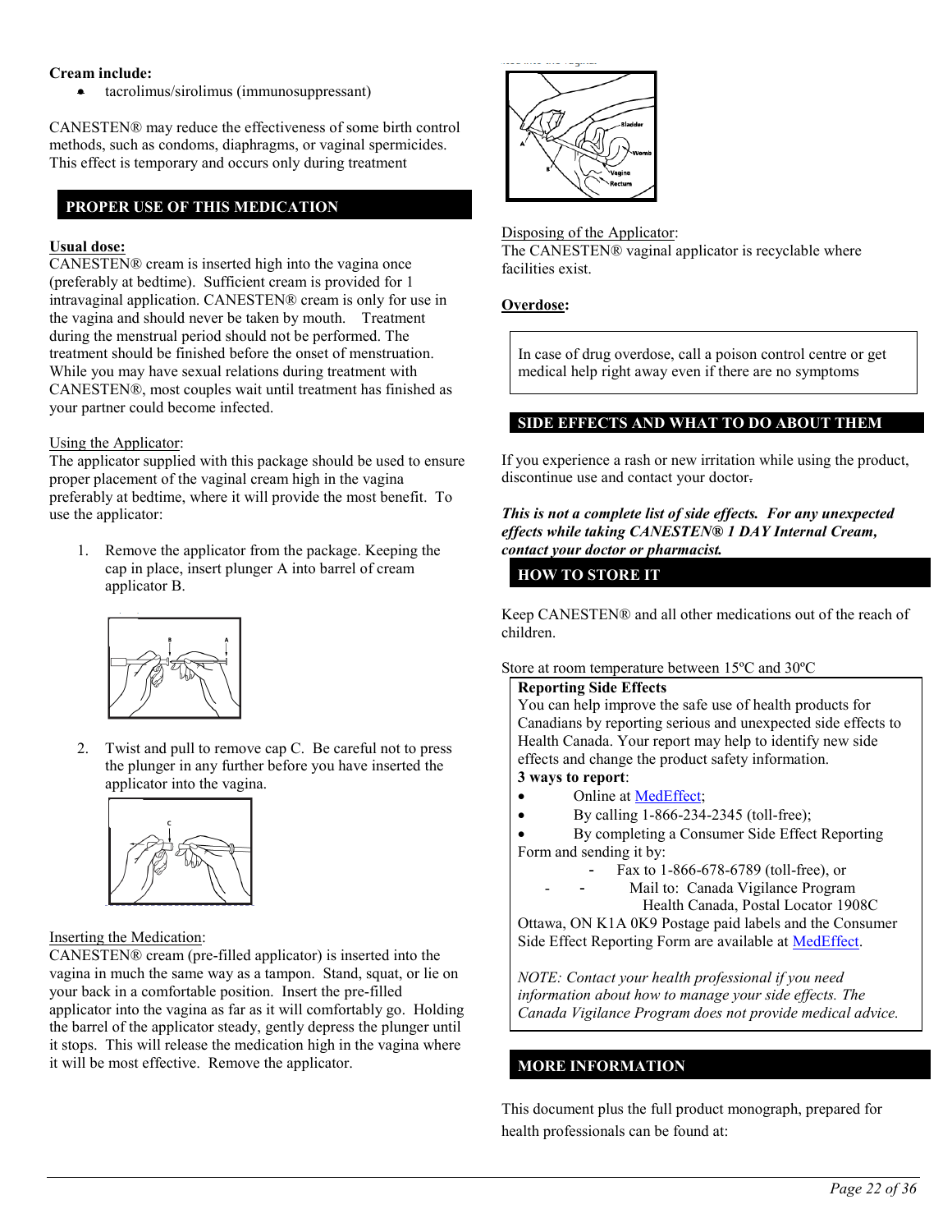**Cream include:**

- tacrolimus/sirolimus (immunosuppressant)

CANESTEN® may reduce the effectiveness of some birth control methods, such as condoms, diaphragms, or vaginal spermicides. This effect is temporary and occurs only during treatment

## PROPER USE OF THIS MEDICATION

**Usual dose:**

CANESTEN® cream is inserted high into the vagina once (preferably at bedtime). Sufficient cream is provided for 1 intravaginal application. CANESTEN® cream is only for use in the vagina and should never be taken by mouth. Treatment during the menstrual period should not be performed. The treatment should be finished before the onset of menstruation. While you may have sexual relations during treatment with CANESTEN®, most couples wait until treatment has finished as your partner could become infected.

Using the Applicator:

The applicator supplied with this package should be used to ensure proper placement of the vaginal cream high in the vagina preferably at bedtime, where it will provide the most benefit. To use the applicator:

1. Remove the applicator from the package. Keeping the cap in place, insert plunger A into barrel of cream applicator B.

2. Twist and pull to remove cap C. Be careful not to press the plunger in any further before you have inserted the applicator into the vagina.

Inserting the Medication:

CANESTEN® cream (pre-filled applicator) is inserted into the vagina in much the same way as a tampon. Stand, squat, or lie on your back in a comfortable position. Insert the pre-filled applicator into the vagina as far as it will comfortably go. Holding the barrel of the applicator steady, gently depress the plunger until it stops. This will release the medication high in the vagina where it will be most effective. Remove the applicator.

Disposing of the Applicator:

The CANESTEN® vaginal applicator is recyclable where facilities exist.

**Overdose:**

> In case of drug overdose, call a poison control centre or get medical help right away even if there are no symptoms

## SIDE EFFECTS AND WHAT TO DO ABOUT THEM

If you experience a rash or new irritation while using the product, discontinue use and contact your doctor.

***This is not a complete list of side effects. For any unexpected effects while taking CANESTEN® 1 DAY Internal Cream, contact your doctor or pharmacist.***

## HOW TO STORE IT

Keep CANESTEN® and all other medications out of the reach of children.

Store at room temperature between 15ºC and 30ºC

> **Reporting Side Effects**
>
> You can help improve the safe use of health products for Canadians by reporting serious and unexpected side effects to Health Canada. Your report may help to identify new side effects and change the product safety information.
>
> **3 ways to report**:
>
> - Online at MedEffect;
> - By calling 1-866-234-2345 (toll-free);
> - By completing a Consumer Side Effect Reporting Form and sending it by:
>   - Fax to 1-866-678-6789 (toll-free), or
>   - Mail to: Canada Vigilance Program Health Canada, Postal Locator 1908C Ottawa, ON K1A 0K9
>
> Postage paid labels and the Consumer Side Effect Reporting Form are available at MedEffect.
>
> *NOTE: Contact your health professional if you need information about how to manage your side effects. The Canada Vigilance Program does not provide medical advice.*

## MORE INFORMATION

This document plus the full product monograph, prepared for health professionals can be found at: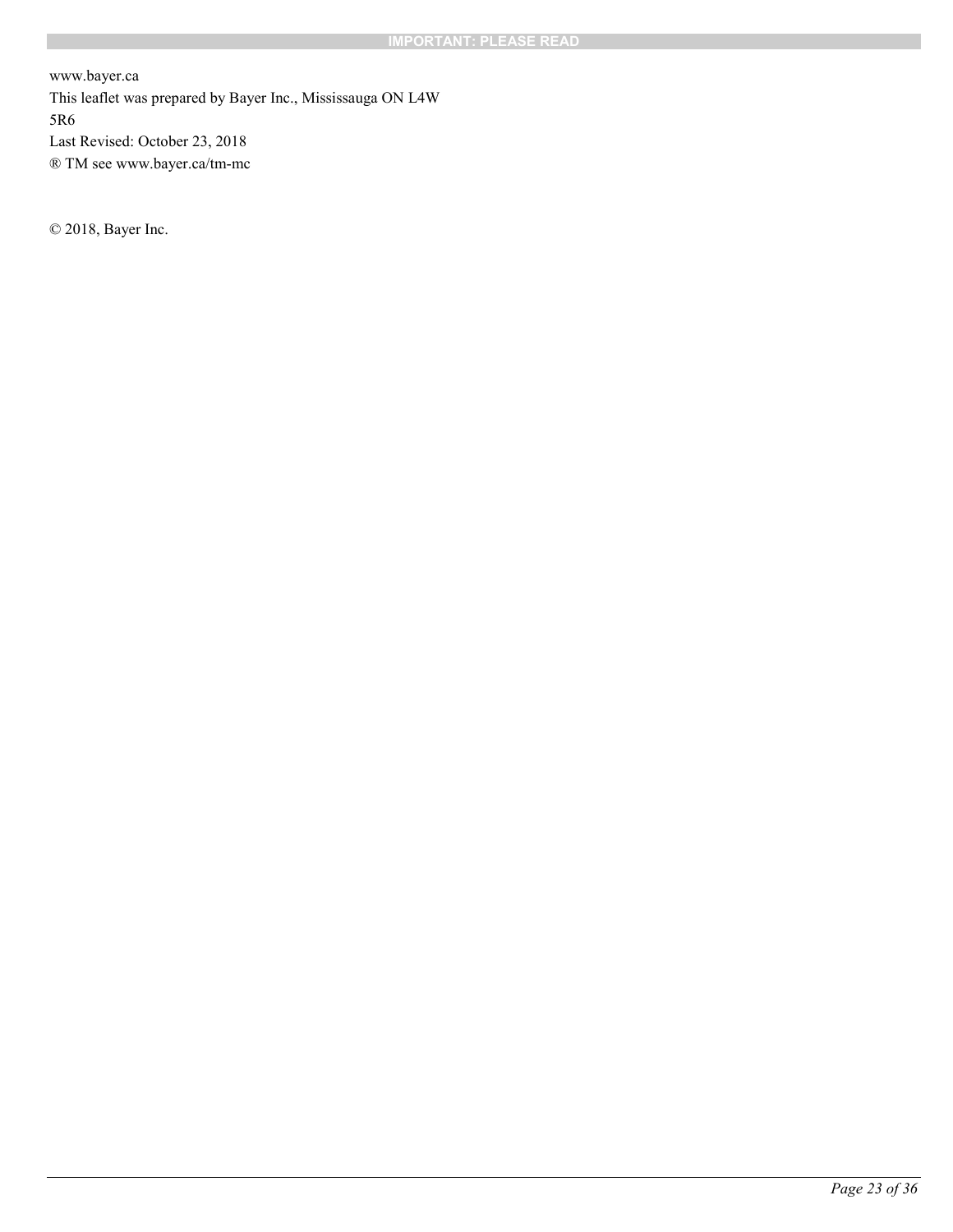www.bayer.ca
This leaflet was prepared by Bayer Inc., Mississauga ON L4W 5R6
Last Revised: October 23, 2018
® TM see www.bayer.ca/tm-mc

© 2018, Bayer Inc.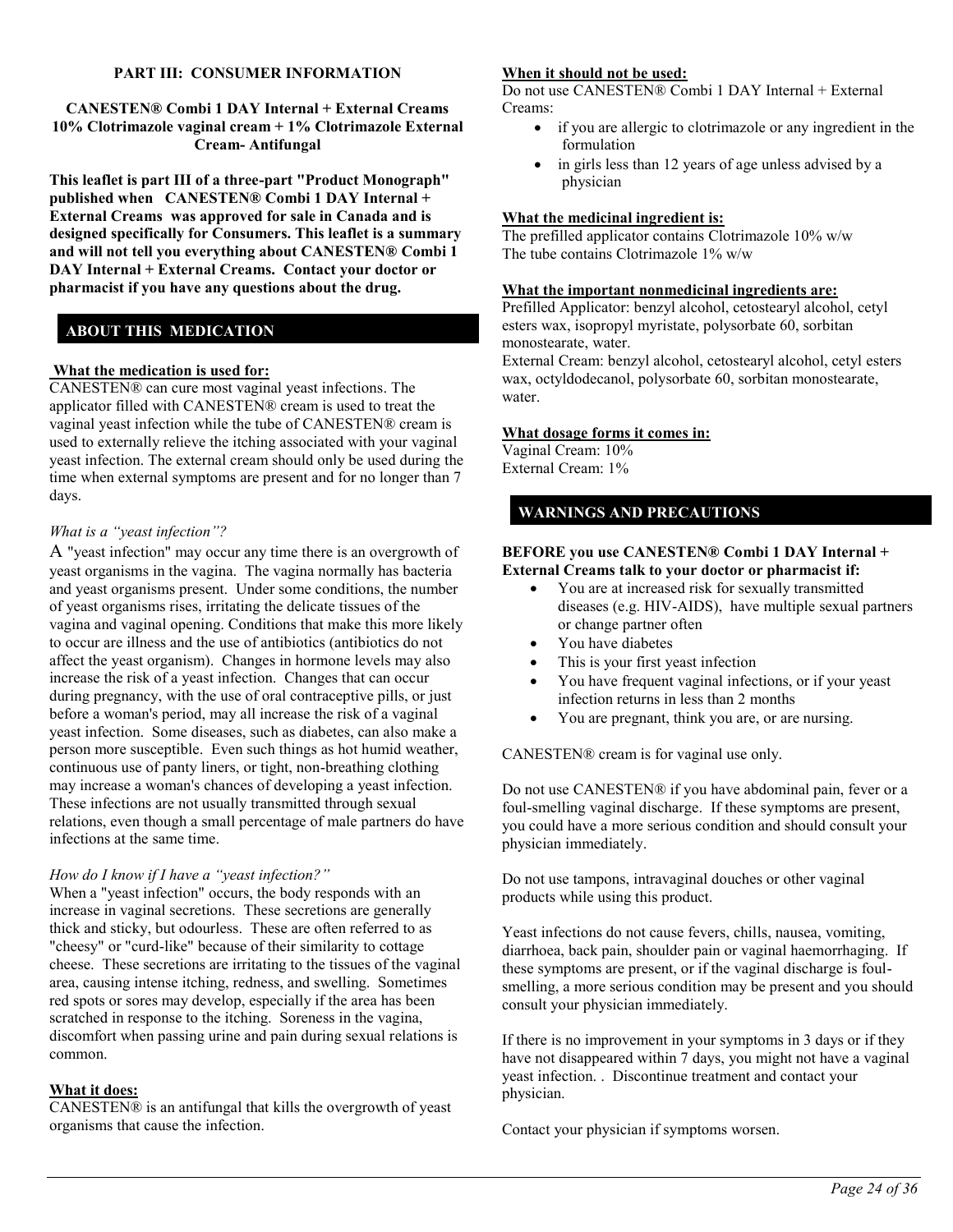**PART III: CONSUMER INFORMATION**

**CANESTEN® Combi 1 DAY Internal + External Creams**
**10% Clotrimazole vaginal cream + 1% Clotrimazole External Cream- Antifungal**

**This leaflet is part III of a three-part "Product Monograph" published when CANESTEN® Combi 1 DAY Internal + External Creams was approved for sale in Canada and is designed specifically for Consumers. This leaflet is a summary and will not tell you everything about CANESTEN® Combi 1 DAY Internal + External Creams. Contact your doctor or pharmacist if you have any questions about the drug.**

## ABOUT THIS MEDICATION

**What the medication is used for:**

CANESTEN® can cure most vaginal yeast infections. The applicator filled with CANESTEN® cream is used to treat the vaginal yeast infection while the tube of CANESTEN® cream is used to externally relieve the itching associated with your vaginal yeast infection. The external cream should only be used during the time when external symptoms are present and for no longer than 7 days.

*What is a "yeast infection"?*

A "yeast infection" may occur any time there is an overgrowth of yeast organisms in the vagina. The vagina normally has bacteria and yeast organisms present. Under some conditions, the number of yeast organisms rises, irritating the delicate tissues of the vagina and vaginal opening. Conditions that make this more likely to occur are illness and the use of antibiotics (antibiotics do not affect the yeast organism). Changes in hormone levels may also increase the risk of a yeast infection. Changes that can occur during pregnancy, with the use of oral contraceptive pills, or just before a woman's period, may all increase the risk of a vaginal yeast infection. Some diseases, such as diabetes, can also make a person more susceptible. Even such things as hot humid weather, continuous use of panty liners, or tight, non-breathing clothing may increase a woman's chances of developing a yeast infection. These infections are not usually transmitted through sexual relations, even though a small percentage of male partners do have infections at the same time.

*How do I know if I have a "yeast infection?"*

When a "yeast infection" occurs, the body responds with an increase in vaginal secretions. These secretions are generally thick and sticky, but odourless. These are often referred to as "cheesy" or "curd-like" because of their similarity to cottage cheese. These secretions are irritating to the tissues of the vaginal area, causing intense itching, redness, and swelling. Sometimes red spots or sores may develop, especially if the area has been scratched in response to the itching. Soreness in the vagina, discomfort when passing urine and pain during sexual relations is common.

**What it does:**

CANESTEN® is an antifungal that kills the overgrowth of yeast organisms that cause the infection.

**When it should not be used:**

Do not use CANESTEN® Combi 1 DAY Internal + External Creams:

- if you are allergic to clotrimazole or any ingredient in the formulation
- in girls less than 12 years of age unless advised by a physician

**What the medicinal ingredient is:**

The prefilled applicator contains Clotrimazole 10% w/w
The tube contains Clotrimazole 1% w/w

**What the important nonmedicinal ingredients are:**

Prefilled Applicator: benzyl alcohol, cetostearyl alcohol, cetyl esters wax, isopropyl myristate, polysorbate 60, sorbitan monostearate, water.
External Cream: benzyl alcohol, cetostearyl alcohol, cetyl esters wax, octyldodecanol, polysorbate 60, sorbitan monostearate, water.

**What dosage forms it comes in:**

Vaginal Cream: 10%
External Cream: 1%

## WARNINGS AND PRECAUTIONS

**BEFORE you use CANESTEN® Combi 1 DAY Internal + External Creams talk to your doctor or pharmacist if:**

- You are at increased risk for sexually transmitted diseases (e.g. HIV-AIDS), have multiple sexual partners or change partner often
- You have diabetes
- This is your first yeast infection
- You have frequent vaginal infections, or if your yeast infection returns in less than 2 months
- You are pregnant, think you are, or are nursing.

CANESTEN® cream is for vaginal use only.

Do not use CANESTEN® if you have abdominal pain, fever or a foul-smelling vaginal discharge. If these symptoms are present, you could have a more serious condition and should consult your physician immediately.

Do not use tampons, intravaginal douches or other vaginal products while using this product.

Yeast infections do not cause fevers, chills, nausea, vomiting, diarrhoea, back pain, shoulder pain or vaginal haemorrhaging. If these symptoms are present, or if the vaginal discharge is foul-smelling, a more serious condition may be present and you should consult your physician immediately.

If there is no improvement in your symptoms in 3 days or if they have not disappeared within 7 days, you might not have a vaginal yeast infection. . Discontinue treatment and contact your physician.

Contact your physician if symptoms worsen.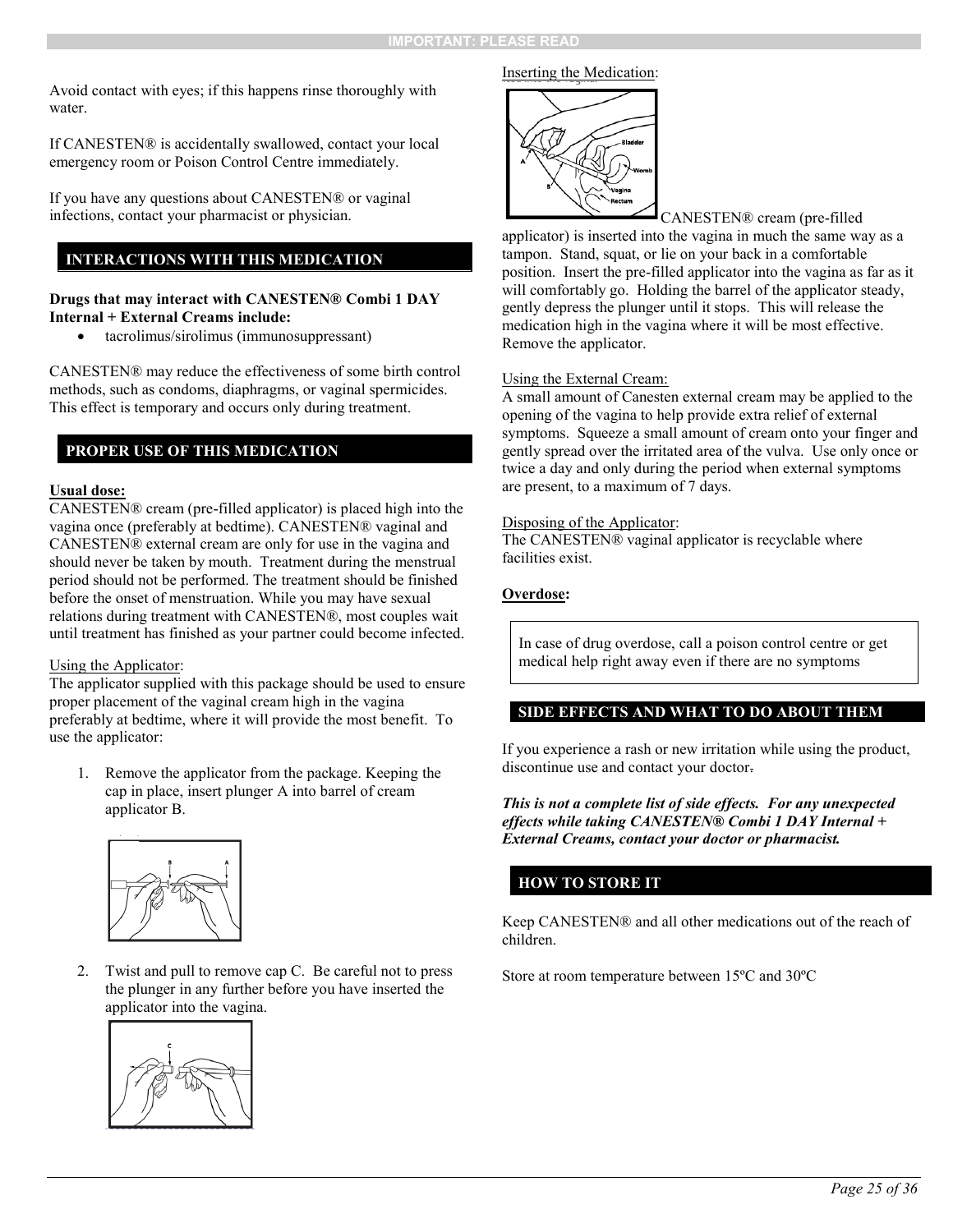Avoid contact with eyes; if this happens rinse thoroughly with water.

If CANESTEN® is accidentally swallowed, contact your local emergency room or Poison Control Centre immediately.

If you have any questions about CANESTEN® or vaginal infections, contact your pharmacist or physician.

## INTERACTIONS WITH THIS MEDICATION

**Drugs that may interact with CANESTEN® Combi 1 DAY Internal + External Creams include:**

- tacrolimus/sirolimus (immunosuppressant)

CANESTEN® may reduce the effectiveness of some birth control methods, such as condoms, diaphragms, or vaginal spermicides. This effect is temporary and occurs only during treatment.

## PROPER USE OF THIS MEDICATION

**Usual dose:**

CANESTEN® cream (pre-filled applicator) is placed high into the vagina once (preferably at bedtime). CANESTEN® vaginal and CANESTEN® external cream are only for use in the vagina and should never be taken by mouth. Treatment during the menstrual period should not be performed. The treatment should be finished before the onset of menstruation. While you may have sexual relations during treatment with CANESTEN®, most couples wait until treatment has finished as your partner could become infected.

Using the Applicator:

The applicator supplied with this package should be used to ensure proper placement of the vaginal cream high in the vagina preferably at bedtime, where it will provide the most benefit. To use the applicator:

1. Remove the applicator from the package. Keeping the cap in place, insert plunger A into barrel of cream applicator B.

2. Twist and pull to remove cap C. Be careful not to press the plunger in any further before you have inserted the applicator into the vagina.

Inserting the Medication:

CANESTEN® cream (pre-filled applicator) is inserted into the vagina in much the same way as a tampon. Stand, squat, or lie on your back in a comfortable position. Insert the pre-filled applicator into the vagina as far as it will comfortably go. Holding the barrel of the applicator steady, gently depress the plunger until it stops. This will release the medication high in the vagina where it will be most effective. Remove the applicator.

Using the External Cream:

A small amount of Canesten external cream may be applied to the opening of the vagina to help provide extra relief of external symptoms. Squeeze a small amount of cream onto your finger and gently spread over the irritated area of the vulva. Use only once or twice a day and only during the period when external symptoms are present, to a maximum of 7 days.

Disposing of the Applicator:

The CANESTEN® vaginal applicator is recyclable where facilities exist.

**Overdose:**

In case of drug overdose, call a poison control centre or get medical help right away even if there are no symptoms

## SIDE EFFECTS AND WHAT TO DO ABOUT THEM

If you experience a rash or new irritation while using the product, discontinue use and contact your doctor.

***This is not a complete list of side effects. For any unexpected effects while taking CANESTEN® Combi 1 DAY Internal + External Creams, contact your doctor or pharmacist.***

## HOW TO STORE IT

Keep CANESTEN® and all other medications out of the reach of children.

Store at room temperature between 15ºC and 30ºC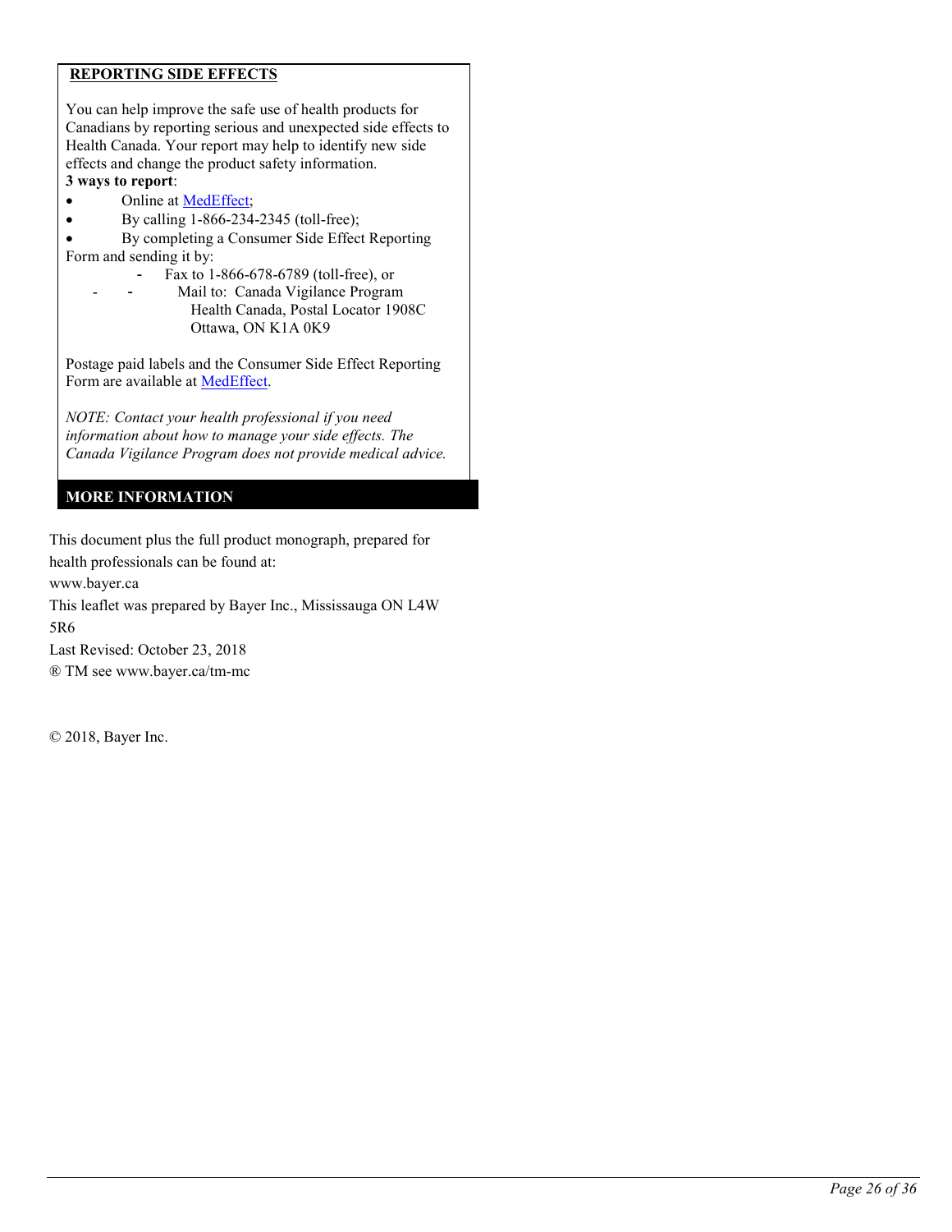## REPORTING SIDE EFFECTS

You can help improve the safe use of health products for Canadians by reporting serious and unexpected side effects to Health Canada. Your report may help to identify new side effects and change the product safety information.

**3 ways to report**:

- Online at MedEffect;
- By calling 1-866-234-2345 (toll-free);
- By completing a Consumer Side Effect Reporting Form and sending it by:
  - Fax to 1-866-678-6789 (toll-free), or
  - Mail to: Canada Vigilance Program
    Health Canada, Postal Locator 1908C
    Ottawa, ON K1A 0K9

Postage paid labels and the Consumer Side Effect Reporting Form are available at MedEffect.

*NOTE: Contact your health professional if you need information about how to manage your side effects. The Canada Vigilance Program does not provide medical advice.*

## MORE INFORMATION

This document plus the full product monograph, prepared for health professionals can be found at:

www.bayer.ca

This leaflet was prepared by Bayer Inc., Mississauga ON L4W 5R6

Last Revised: October 23, 2018

® TM see www.bayer.ca/tm-mc

© 2018, Bayer Inc.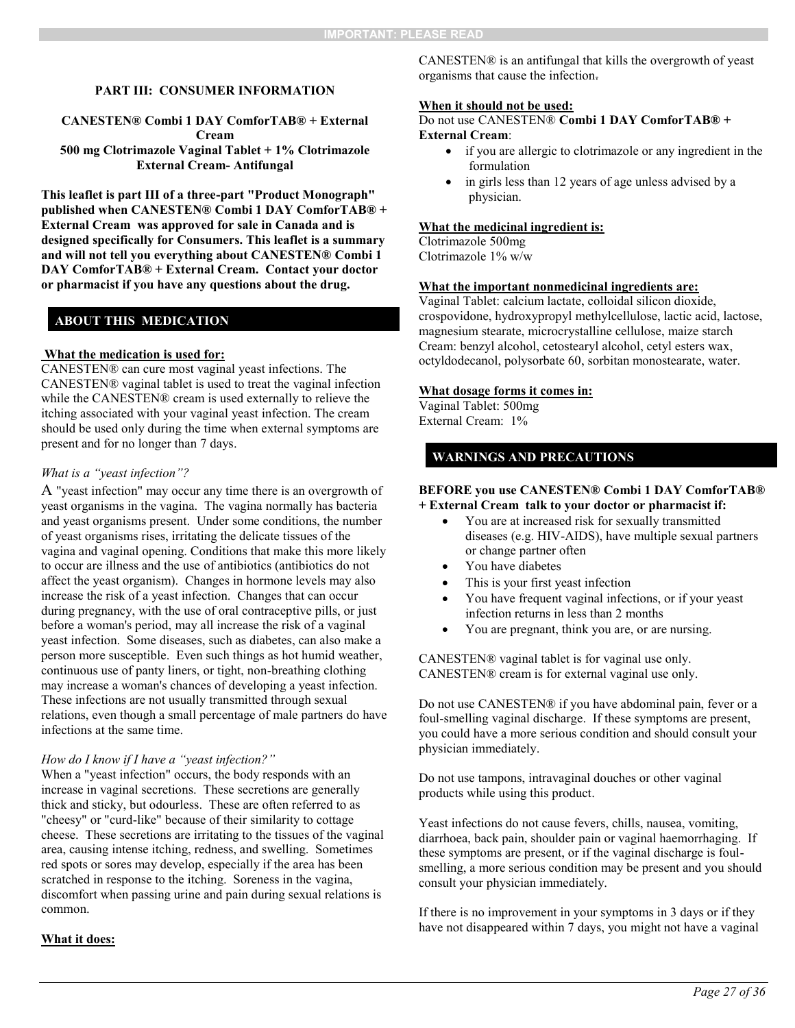PART III: CONSUMER INFORMATION

**CANESTEN® Combi 1 DAY ComforTAB® + External Cream**
**500 mg Clotrimazole Vaginal Tablet + 1% Clotrimazole External Cream- Antifungal**

**This leaflet is part III of a three-part "Product Monograph" published when CANESTEN® Combi 1 DAY ComforTAB® + External Cream was approved for sale in Canada and is designed specifically for Consumers. This leaflet is a summary and will not tell you everything about CANESTEN® Combi 1 DAY ComforTAB® + External Cream. Contact your doctor or pharmacist if you have any questions about the drug.**

## ABOUT THIS MEDICATION

**What the medication is used for:**
CANESTEN® can cure most vaginal yeast infections. The CANESTEN® vaginal tablet is used to treat the vaginal infection while the CANESTEN® cream is used externally to relieve the itching associated with your vaginal yeast infection. The cream should be used only during the time when external symptoms are present and for no longer than 7 days.

*What is a "yeast infection"?*
A "yeast infection" may occur any time there is an overgrowth of yeast organisms in the vagina. The vagina normally has bacteria and yeast organisms present. Under some conditions, the number of yeast organisms rises, irritating the delicate tissues of the vagina and vaginal opening. Conditions that make this more likely to occur are illness and the use of antibiotics (antibiotics do not affect the yeast organism). Changes in hormone levels may also increase the risk of a yeast infection. Changes that can occur during pregnancy, with the use of oral contraceptive pills, or just before a woman's period, may all increase the risk of a vaginal yeast infection. Some diseases, such as diabetes, can also make a person more susceptible. Even such things as hot humid weather, continuous use of panty liners, or tight, non-breathing clothing may increase a woman's chances of developing a yeast infection. These infections are not usually transmitted through sexual relations, even though a small percentage of male partners do have infections at the same time.

*How do I know if I have a "yeast infection?"*
When a "yeast infection" occurs, the body responds with an increase in vaginal secretions. These secretions are generally thick and sticky, but odourless. These are often referred to as "cheesy" or "curd-like" because of their similarity to cottage cheese. These secretions are irritating to the tissues of the vaginal area, causing intense itching, redness, and swelling. Sometimes red spots or sores may develop, especially if the area has been scratched in response to the itching. Soreness in the vagina, discomfort when passing urine and pain during sexual relations is common.

**What it does:**
CANESTEN® is an antifungal that kills the overgrowth of yeast organisms that cause the infection.

**When it should not be used:**
Do not use CANESTEN® **Combi 1 DAY ComforTAB® + External Cream**:

- if you are allergic to clotrimazole or any ingredient in the formulation
- in girls less than 12 years of age unless advised by a physician.

**What the medicinal ingredient is:**
Clotrimazole 500mg
Clotrimazole 1% w/w

**What the important nonmedicinal ingredients are:**
Vaginal Tablet: calcium lactate, colloidal silicon dioxide, crospovidone, hydroxypropyl methylcellulose, lactic acid, lactose, magnesium stearate, microcrystalline cellulose, maize starch
Cream: benzyl alcohol, cetostearyl alcohol, cetyl esters wax, octyldodecanol, polysorbate 60, sorbitan monostearate, water.

**What dosage forms it comes in:**
Vaginal Tablet: 500mg
External Cream: 1%

## WARNINGS AND PRECAUTIONS

**BEFORE you use CANESTEN® Combi 1 DAY ComforTAB® + External Cream talk to your doctor or pharmacist if:**

- You are at increased risk for sexually transmitted diseases (e.g. HIV-AIDS), have multiple sexual partners or change partner often
- You have diabetes
- This is your first yeast infection
- You have frequent vaginal infections, or if your yeast infection returns in less than 2 months
- You are pregnant, think you are, or are nursing.

CANESTEN® vaginal tablet is for vaginal use only.
CANESTEN® cream is for external vaginal use only.

Do not use CANESTEN® if you have abdominal pain, fever or a foul-smelling vaginal discharge. If these symptoms are present, you could have a more serious condition and should consult your physician immediately.

Do not use tampons, intravaginal douches or other vaginal products while using this product.

Yeast infections do not cause fevers, chills, nausea, vomiting, diarrhoea, back pain, shoulder pain or vaginal haemorrhaging. If these symptoms are present, or if the vaginal discharge is foul-smelling, a more serious condition may be present and you should consult your physician immediately.

If there is no improvement in your symptoms in 3 days or if they have not disappeared within 7 days, you might not have a vaginal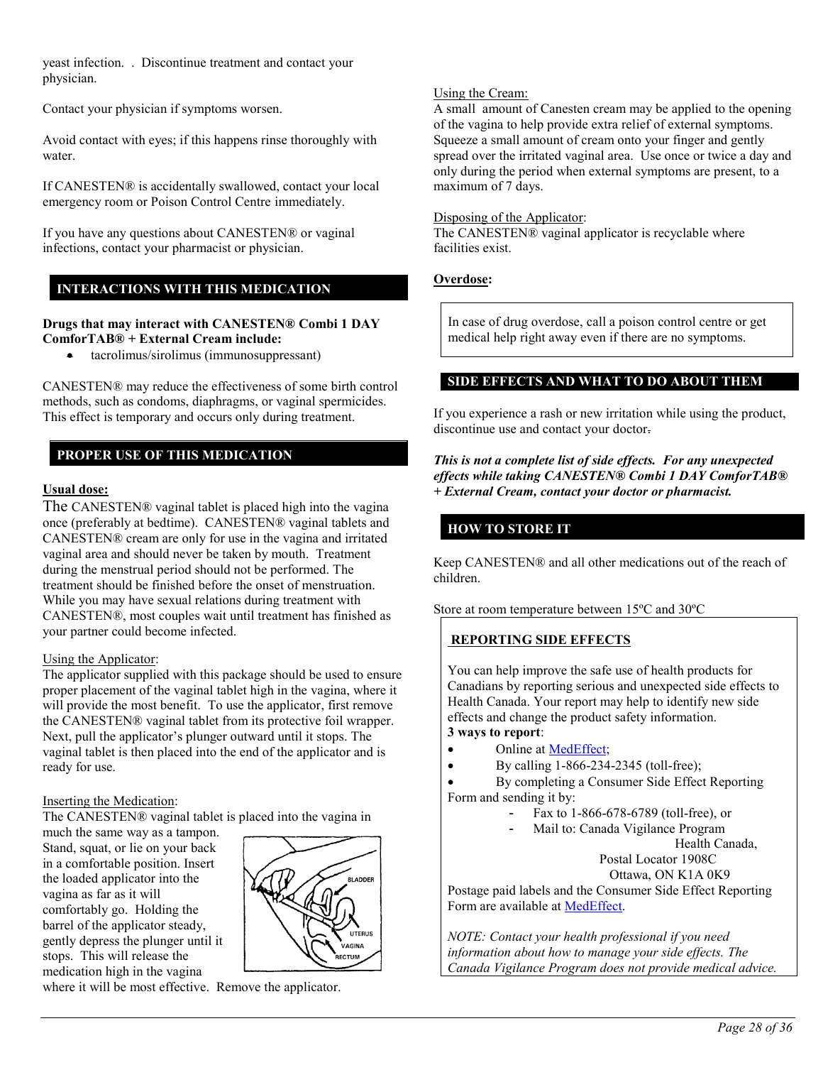yeast infection. . Discontinue treatment and contact your physician.

Contact your physician if symptoms worsen.

Avoid contact with eyes; if this happens rinse thoroughly with water.

If CANESTEN® is accidentally swallowed, contact your local emergency room or Poison Control Centre immediately.

If you have any questions about CANESTEN® or vaginal infections, contact your pharmacist or physician.

## INTERACTIONS WITH THIS MEDICATION

**Drugs that may interact with CANESTEN® Combi 1 DAY ComforTAB® + External Cream include:**

- tacrolimus/sirolimus (immunosuppressant)

CANESTEN® may reduce the effectiveness of some birth control methods, such as condoms, diaphragms, or vaginal spermicides. This effect is temporary and occurs only during treatment.

## PROPER USE OF THIS MEDICATION

**Usual dose:**

The CANESTEN® vaginal tablet is placed high into the vagina once (preferably at bedtime). CANESTEN® vaginal tablets and CANESTEN® cream are only for use in the vagina and irritated vaginal area and should never be taken by mouth. Treatment during the menstrual period should not be performed. The treatment should be finished before the onset of menstruation. While you may have sexual relations during treatment with CANESTEN®, most couples wait until treatment has finished as your partner could become infected.

Using the Applicator:

The applicator supplied with this package should be used to ensure proper placement of the vaginal tablet high in the vagina, where it will provide the most benefit. To use the applicator, first remove the CANESTEN® vaginal tablet from its protective foil wrapper. Next, pull the applicator's plunger outward until it stops. The vaginal tablet is then placed into the end of the applicator and is ready for use.

Inserting the Medication:

The CANESTEN® vaginal tablet is placed into the vagina in much the same way as a tampon. Stand, squat, or lie on your back in a comfortable position. Insert the loaded applicator into the vagina as far as it will comfortably go. Holding the barrel of the applicator steady, gently depress the plunger until it stops. This will release the medication high in the vagina where it will be most effective. Remove the applicator.

Using the Cream:

A small amount of Canesten cream may be applied to the opening of the vagina to help provide extra relief of external symptoms. Squeeze a small amount of cream onto your finger and gently spread over the irritated vaginal area. Use once or twice a day and only during the period when external symptoms are present, to a maximum of 7 days.

Disposing of the Applicator:

The CANESTEN® vaginal applicator is recyclable where facilities exist.

**Overdose:**

In case of drug overdose, call a poison control centre or get medical help right away even if there are no symptoms.

## SIDE EFFECTS AND WHAT TO DO ABOUT THEM

If you experience a rash or new irritation while using the product, discontinue use and contact your doctor.

***This is not a complete list of side effects. For any unexpected effects while taking CANESTEN® Combi 1 DAY ComforTAB® + External Cream, contact your doctor or pharmacist.***

## HOW TO STORE IT

Keep CANESTEN® and all other medications out of the reach of children.

Store at room temperature between 15ºC and 30ºC

**REPORTING SIDE EFFECTS**

You can help improve the safe use of health products for Canadians by reporting serious and unexpected side effects to Health Canada. Your report may help to identify new side effects and change the product safety information.

**3 ways to report**:

- Online at MedEffect;
- By calling 1-866-234-2345 (toll-free);
- By completing a Consumer Side Effect Reporting Form and sending it by:
  - Fax to 1-866-678-6789 (toll-free), or
  - Mail to: Canada Vigilance Program
    Health Canada,
    Postal Locator 1908C
    Ottawa, ON K1A 0K9

Postage paid labels and the Consumer Side Effect Reporting Form are available at MedEffect.

*NOTE: Contact your health professional if you need information about how to manage your side effects. The Canada Vigilance Program does not provide medical advice.*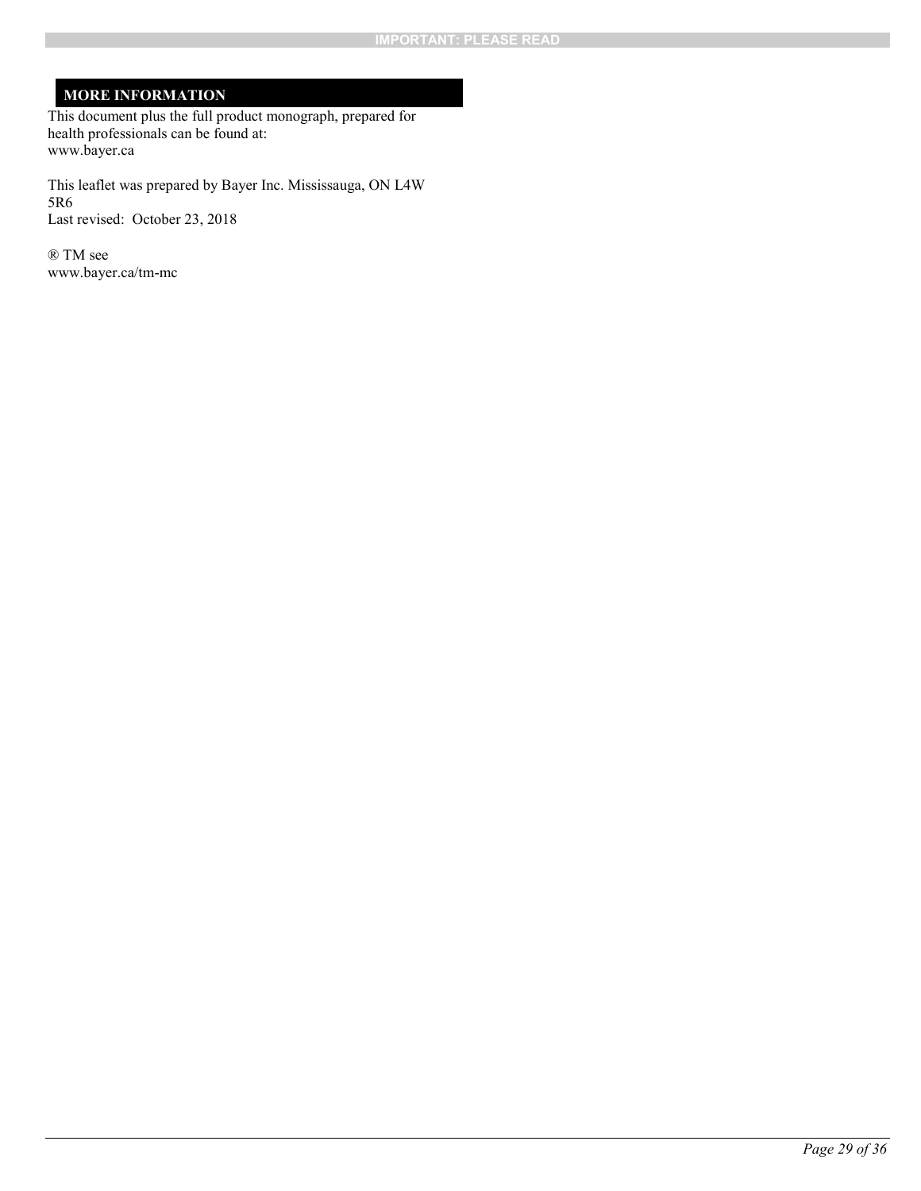## MORE INFORMATION

This document plus the full product monograph, prepared for health professionals can be found at:
www.bayer.ca

This leaflet was prepared by Bayer Inc. Mississauga, ON L4W 5R6
Last revised: October 23, 2018

® TM see
www.bayer.ca/tm-mc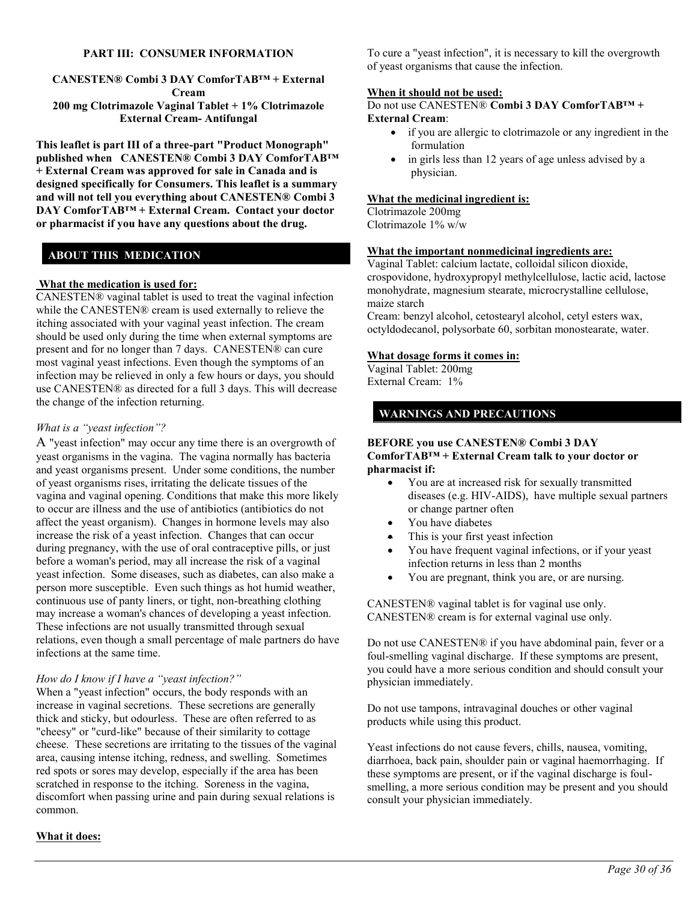**PART III: CONSUMER INFORMATION**

**CANESTEN® Combi 3 DAY ComforTAB™ + External Cream**
**200 mg Clotrimazole Vaginal Tablet + 1% Clotrimazole External Cream- Antifungal**

**This leaflet is part III of a three-part "Product Monograph" published when CANESTEN® Combi 3 DAY ComforTAB™ + External Cream was approved for sale in Canada and is designed specifically for Consumers. This leaflet is a summary and will not tell you everything about CANESTEN® Combi 3 DAY ComforTAB™ + External Cream. Contact your doctor or pharmacist if you have any questions about the drug.**

## ABOUT THIS MEDICATION

**What the medication is used for:**
CANESTEN® vaginal tablet is used to treat the vaginal infection while the CANESTEN® cream is used externally to relieve the itching associated with your vaginal yeast infection. The cream should be used only during the time when external symptoms are present and for no longer than 7 days. CANESTEN® can cure most vaginal yeast infections. Even though the symptoms of an infection may be relieved in only a few hours or days, you should use CANESTEN® as directed for a full 3 days. This will decrease the change of the infection returning.

*What is a "yeast infection"?*
A "yeast infection" may occur any time there is an overgrowth of yeast organisms in the vagina. The vagina normally has bacteria and yeast organisms present. Under some conditions, the number of yeast organisms rises, irritating the delicate tissues of the vagina and vaginal opening. Conditions that make this more likely to occur are illness and the use of antibiotics (antibiotics do not affect the yeast organism). Changes in hormone levels may also increase the risk of a yeast infection. Changes that can occur during pregnancy, with the use of oral contraceptive pills, or just before a woman's period, may all increase the risk of a vaginal yeast infection. Some diseases, such as diabetes, can also make a person more susceptible. Even such things as hot humid weather, continuous use of panty liners, or tight, non-breathing clothing may increase a woman's chances of developing a yeast infection. These infections are not usually transmitted through sexual relations, even though a small percentage of male partners do have infections at the same time.

*How do I know if I have a "yeast infection?"*
When a "yeast infection" occurs, the body responds with an increase in vaginal secretions. These secretions are generally thick and sticky, but odourless. These are often referred to as "cheesy" or "curd-like" because of their similarity to cottage cheese. These secretions are irritating to the tissues of the vaginal area, causing intense itching, redness, and swelling. Sometimes red spots or sores may develop, especially if the area has been scratched in response to the itching. Soreness in the vagina, discomfort when passing urine and pain during sexual relations is common.

**What it does:**
To cure a "yeast infection", it is necessary to kill the overgrowth of yeast organisms that cause the infection.

**When it should not be used:**
Do not use CANESTEN® **Combi 3 DAY ComforTAB™ + External Cream**:

- if you are allergic to clotrimazole or any ingredient in the formulation
- in girls less than 12 years of age unless advised by a physician.

**What the medicinal ingredient is:**
Clotrimazole 200mg
Clotrimazole 1% w/w

**What the important nonmedicinal ingredients are:**
Vaginal Tablet: calcium lactate, colloidal silicon dioxide, crospovidone, hydroxypropyl methylcellulose, lactic acid, lactose monohydrate, magnesium stearate, microcrystalline cellulose, maize starch
Cream: benzyl alcohol, cetostearyl alcohol, cetyl esters wax, octyldodecanol, polysorbate 60, sorbitan monostearate, water.

**What dosage forms it comes in:**
Vaginal Tablet: 200mg
External Cream: 1%

## WARNINGS AND PRECAUTIONS

**BEFORE you use CANESTEN® Combi 3 DAY ComforTAB™ + External Cream talk to your doctor or pharmacist if:**

- You are at increased risk for sexually transmitted diseases (e.g. HIV-AIDS), have multiple sexual partners or change partner often
- You have diabetes
- This is your first yeast infection
- You have frequent vaginal infections, or if your yeast infection returns in less than 2 months
- You are pregnant, think you are, or are nursing.

CANESTEN® vaginal tablet is for vaginal use only.
CANESTEN® cream is for external vaginal use only.

Do not use CANESTEN® if you have abdominal pain, fever or a foul-smelling vaginal discharge. If these symptoms are present, you could have a more serious condition and should consult your physician immediately.

Do not use tampons, intravaginal douches or other vaginal products while using this product.

Yeast infections do not cause fevers, chills, nausea, vomiting, diarrhoea, back pain, shoulder pain or vaginal haemorrhaging. If these symptoms are present, or if the vaginal discharge is foul-smelling, a more serious condition may be present and you should consult your physician immediately.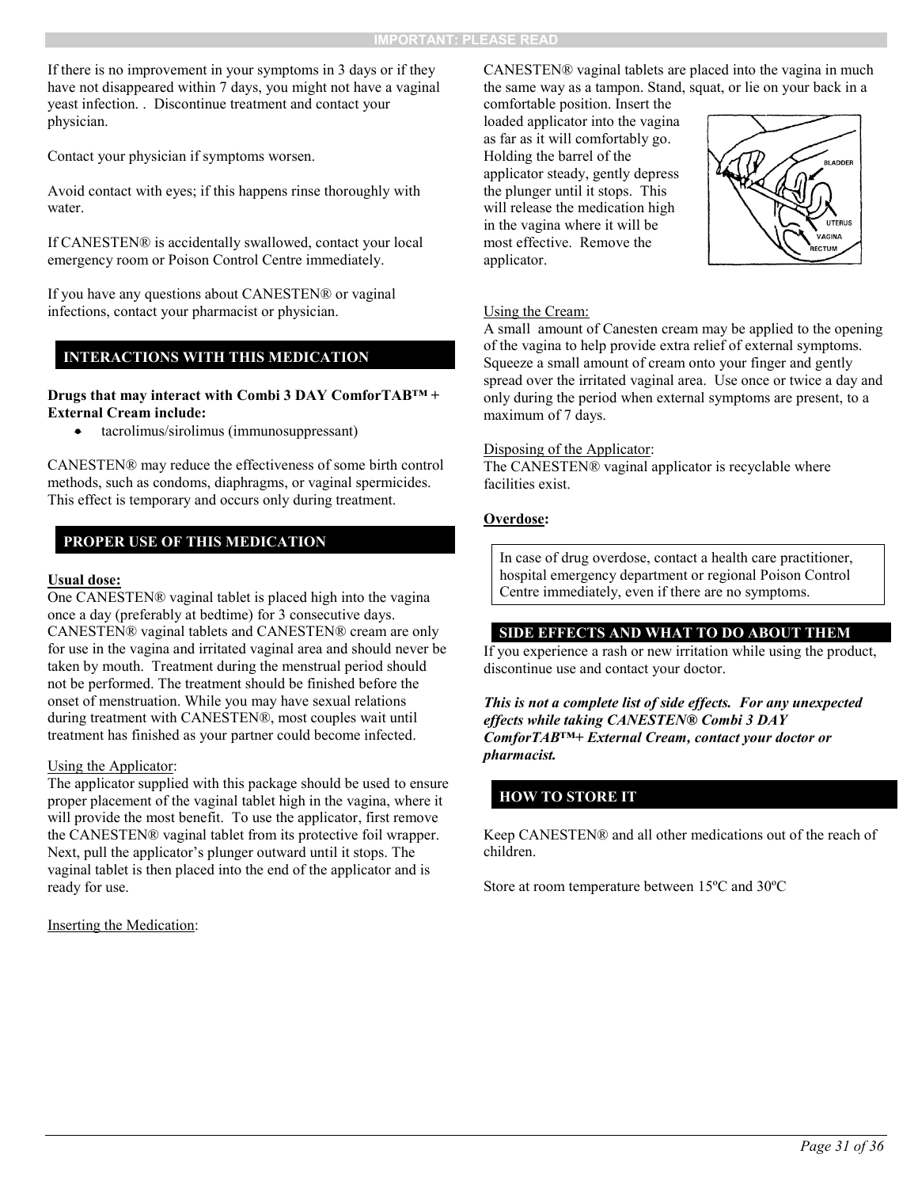If there is no improvement in your symptoms in 3 days or if they have not disappeared within 7 days, you might not have a vaginal yeast infection. . Discontinue treatment and contact your physician.

Contact your physician if symptoms worsen.

Avoid contact with eyes; if this happens rinse thoroughly with water.

If CANESTEN® is accidentally swallowed, contact your local emergency room or Poison Control Centre immediately.

If you have any questions about CANESTEN® or vaginal infections, contact your pharmacist or physician.

## INTERACTIONS WITH THIS MEDICATION

**Drugs that may interact with Combi 3 DAY ComforTAB™ + External Cream include:**

- tacrolimus/sirolimus (immunosuppressant)

CANESTEN® may reduce the effectiveness of some birth control methods, such as condoms, diaphragms, or vaginal spermicides. This effect is temporary and occurs only during treatment.

## PROPER USE OF THIS MEDICATION

**Usual dose:**
One CANESTEN® vaginal tablet is placed high into the vagina once a day (preferably at bedtime) for 3 consecutive days. CANESTEN® vaginal tablets and CANESTEN® cream are only for use in the vagina and irritated vaginal area and should never be taken by mouth. Treatment during the menstrual period should not be performed. The treatment should be finished before the onset of menstruation. While you may have sexual relations during treatment with CANESTEN®, most couples wait until treatment has finished as your partner could become infected.

Using the Applicator:
The applicator supplied with this package should be used to ensure proper placement of the vaginal tablet high in the vagina, where it will provide the most benefit. To use the applicator, first remove the CANESTEN® vaginal tablet from its protective foil wrapper. Next, pull the applicator's plunger outward until it stops. The vaginal tablet is then placed into the end of the applicator and is ready for use.

Inserting the Medication:
CANESTEN® vaginal tablets are placed into the vagina in much the same way as a tampon. Stand, squat, or lie on your back in a comfortable position. Insert the loaded applicator into the vagina as far as it will comfortably go. Holding the barrel of the applicator steady, gently depress the plunger until it stops. This will release the medication high in the vagina where it will be most effective. Remove the applicator.

Using the Cream:
A small amount of Canesten cream may be applied to the opening of the vagina to help provide extra relief of external symptoms. Squeeze a small amount of cream onto your finger and gently spread over the irritated vaginal area. Use once or twice a day and only during the period when external symptoms are present, to a maximum of 7 days.

Disposing of the Applicator:
The CANESTEN® vaginal applicator is recyclable where facilities exist.

**Overdose:**

In case of drug overdose, contact a health care practitioner, hospital emergency department or regional Poison Control Centre immediately, even if there are no symptoms.

## SIDE EFFECTS AND WHAT TO DO ABOUT THEM

If you experience a rash or new irritation while using the product, discontinue use and contact your doctor.

***This is not a complete list of side effects. For any unexpected effects while taking CANESTEN® Combi 3 DAY ComforTAB™+ External Cream, contact your doctor or pharmacist.***

## HOW TO STORE IT

Keep CANESTEN® and all other medications out of the reach of children.

Store at room temperature between 15ºC and 30ºC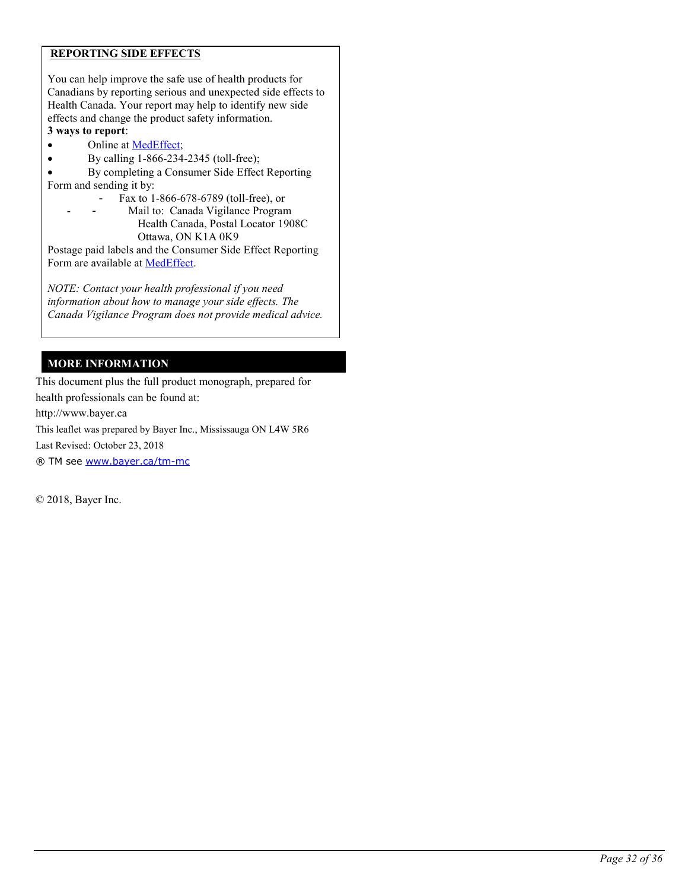**REPORTING SIDE EFFECTS**

You can help improve the safe use of health products for Canadians by reporting serious and unexpected side effects to Health Canada. Your report may help to identify new side effects and change the product safety information.

**3 ways to report**:

- Online at MedEffect;
- By calling 1-866-234-2345 (toll-free);
- By completing a Consumer Side Effect Reporting Form and sending it by:
  - Fax to 1-866-678-6789 (toll-free), or
  - Mail to: Canada Vigilance Program
    Health Canada, Postal Locator 1908C
    Ottawa, ON K1A 0K9

Postage paid labels and the Consumer Side Effect Reporting Form are available at MedEffect.

*NOTE: Contact your health professional if you need information about how to manage your side effects. The Canada Vigilance Program does not provide medical advice.*

## MORE INFORMATION

This document plus the full product monograph, prepared for health professionals can be found at:

http://www.bayer.ca

This leaflet was prepared by Bayer Inc., Mississauga ON L4W 5R6

Last Revised: October 23, 2018

® TM see www.bayer.ca/tm-mc

© 2018, Bayer Inc.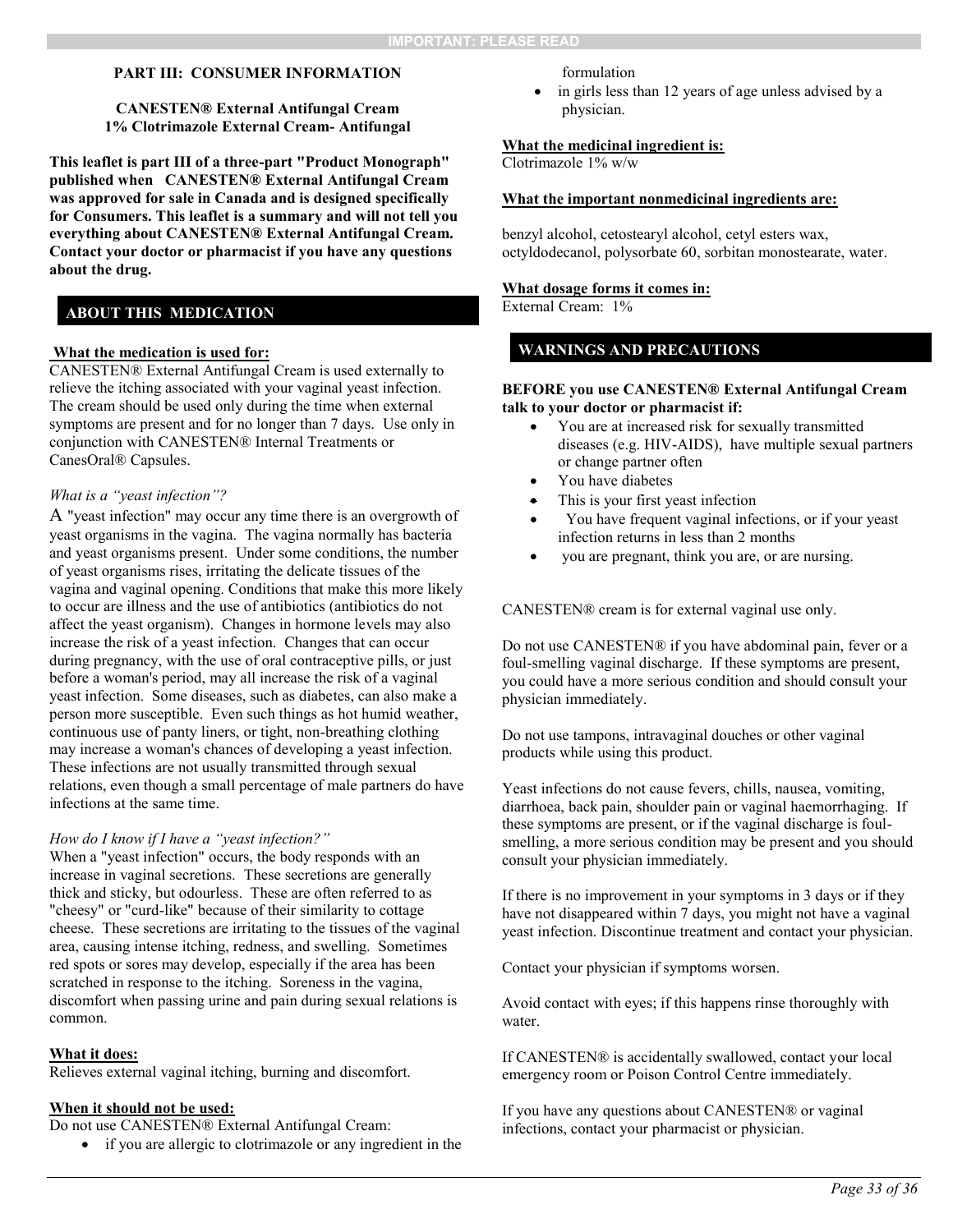**IMPORTANT: PLEASE READ**

## PART III: CONSUMER INFORMATION

**CANESTEN® External Antifungal Cream**
**1% Clotrimazole External Cream- Antifungal**

**This leaflet is part III of a three-part "Product Monograph" published when CANESTEN® External Antifungal Cream was approved for sale in Canada and is designed specifically for Consumers. This leaflet is a summary and will not tell you everything about CANESTEN® External Antifungal Cream. Contact your doctor or pharmacist if you have any questions about the drug.**

### ABOUT THIS MEDICATION

**What the medication is used for:**
CANESTEN® External Antifungal Cream is used externally to relieve the itching associated with your vaginal yeast infection. The cream should be used only during the time when external symptoms are present and for no longer than 7 days. Use only in conjunction with CANESTEN® Internal Treatments or CanesOral® Capsules.

*What is a "yeast infection"?*
A "yeast infection" may occur any time there is an overgrowth of yeast organisms in the vagina. The vagina normally has bacteria and yeast organisms present. Under some conditions, the number of yeast organisms rises, irritating the delicate tissues of the vagina and vaginal opening. Conditions that make this more likely to occur are illness and the use of antibiotics (antibiotics do not affect the yeast organism). Changes in hormone levels may also increase the risk of a yeast infection. Changes that can occur during pregnancy, with the use of oral contraceptive pills, or just before a woman's period, may all increase the risk of a vaginal yeast infection. Some diseases, such as diabetes, can also make a person more susceptible. Even such things as hot humid weather, continuous use of panty liners, or tight, non-breathing clothing may increase a woman's chances of developing a yeast infection. These infections are not usually transmitted through sexual relations, even though a small percentage of male partners do have infections at the same time.

*How do I know if I have a "yeast infection?"*
When a "yeast infection" occurs, the body responds with an increase in vaginal secretions. These secretions are generally thick and sticky, but odourless. These are often referred to as "cheesy" or "curd-like" because of their similarity to cottage cheese. These secretions are irritating to the tissues of the vaginal area, causing intense itching, redness, and swelling. Sometimes red spots or sores may develop, especially if the area has been scratched in response to the itching. Soreness in the vagina, discomfort when passing urine and pain during sexual relations is common.

**What it does:**
Relieves external vaginal itching, burning and discomfort.

**When it should not be used:**
Do not use CANESTEN® External Antifungal Cream:

- if you are allergic to clotrimazole or any ingredient in the formulation
- in girls less than 12 years of age unless advised by a physician.

**What the medicinal ingredient is:**
Clotrimazole 1% w/w

**What the important nonmedicinal ingredients are:**

benzyl alcohol, cetostearyl alcohol, cetyl esters wax, octyldodecanol, polysorbate 60, sorbitan monostearate, water.

**What dosage forms it comes in:**
External Cream: 1%

### WARNINGS AND PRECAUTIONS

**BEFORE you use CANESTEN® External Antifungal Cream talk to your doctor or pharmacist if:**

- You are at increased risk for sexually transmitted diseases (e.g. HIV-AIDS), have multiple sexual partners or change partner often
- You have diabetes
- This is your first yeast infection
- You have frequent vaginal infections, or if your yeast infection returns in less than 2 months
- you are pregnant, think you are, or are nursing.

CANESTEN® cream is for external vaginal use only.

Do not use CANESTEN® if you have abdominal pain, fever or a foul-smelling vaginal discharge. If these symptoms are present, you could have a more serious condition and should consult your physician immediately.

Do not use tampons, intravaginal douches or other vaginal products while using this product.

Yeast infections do not cause fevers, chills, nausea, vomiting, diarrhoea, back pain, shoulder pain or vaginal haemorrhaging. If these symptoms are present, or if the vaginal discharge is foul-smelling, a more serious condition may be present and you should consult your physician immediately.

If there is no improvement in your symptoms in 3 days or if they have not disappeared within 7 days, you might not have a vaginal yeast infection. Discontinue treatment and contact your physician.

Contact your physician if symptoms worsen.

Avoid contact with eyes; if this happens rinse thoroughly with water.

If CANESTEN® is accidentally swallowed, contact your local emergency room or Poison Control Centre immediately.

If you have any questions about CANESTEN® or vaginal infections, contact your pharmacist or physician.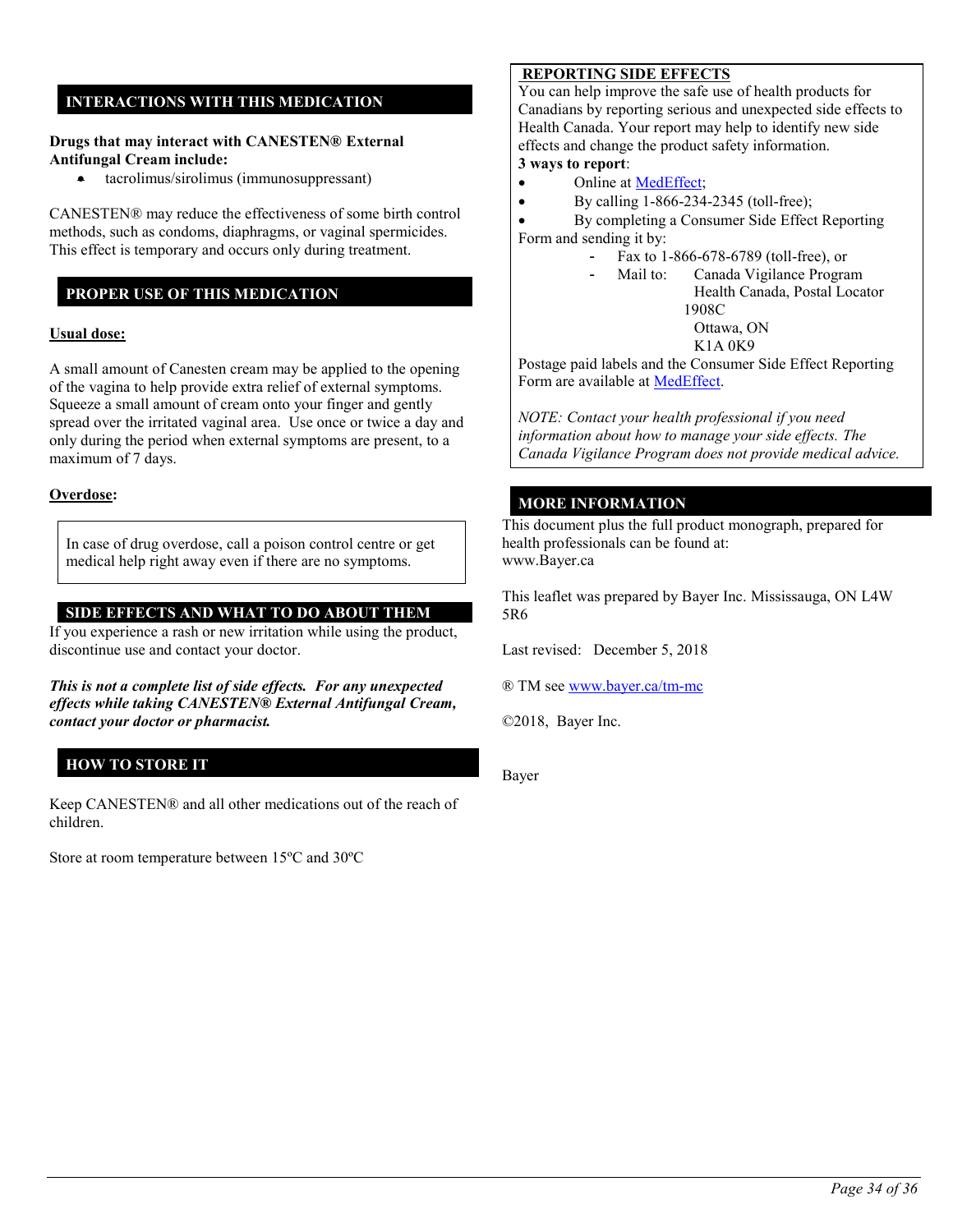## INTERACTIONS WITH THIS MEDICATION

**Drugs that may interact with CANESTEN® External Antifungal Cream include:**

- tacrolimus/sirolimus (immunosuppressant)

CANESTEN® may reduce the effectiveness of some birth control methods, such as condoms, diaphragms, or vaginal spermicides. This effect is temporary and occurs only during treatment.

## PROPER USE OF THIS MEDICATION

**Usual dose:**

A small amount of Canesten cream may be applied to the opening of the vagina to help provide extra relief of external symptoms. Squeeze a small amount of cream onto your finger and gently spread over the irritated vaginal area. Use once or twice a day and only during the period when external symptoms are present, to a maximum of 7 days.

**Overdose:**

In case of drug overdose, call a poison control centre or get medical help right away even if there are no symptoms.

## SIDE EFFECTS AND WHAT TO DO ABOUT THEM

If you experience a rash or new irritation while using the product, discontinue use and contact your doctor.

***This is not a complete list of side effects. For any unexpected effects while taking CANESTEN® External Antifungal Cream, contact your doctor or pharmacist.***

## HOW TO STORE IT

Keep CANESTEN® and all other medications out of the reach of children.

Store at room temperature between 15ºC and 30ºC

## REPORTING SIDE EFFECTS

You can help improve the safe use of health products for Canadians by reporting serious and unexpected side effects to Health Canada. Your report may help to identify new side effects and change the product safety information.

**3 ways to report**:

- Online at MedEffect;
- By calling 1-866-234-2345 (toll-free);
- By completing a Consumer Side Effect Reporting Form and sending it by:
  - Fax to 1-866-678-6789 (toll-free), or
  - Mail to: Canada Vigilance Program
    Health Canada, Postal Locator 1908C
    Ottawa, ON
    K1A 0K9

Postage paid labels and the Consumer Side Effect Reporting Form are available at MedEffect.

*NOTE: Contact your health professional if you need information about how to manage your side effects. The Canada Vigilance Program does not provide medical advice.*

## MORE INFORMATION

This document plus the full product monograph, prepared for health professionals can be found at:
www.Bayer.ca

This leaflet was prepared by Bayer Inc. Mississauga, ON L4W 5R6

Last revised: December 5, 2018

® TM see www.bayer.ca/tm-mc

©2018, Bayer Inc.

Bayer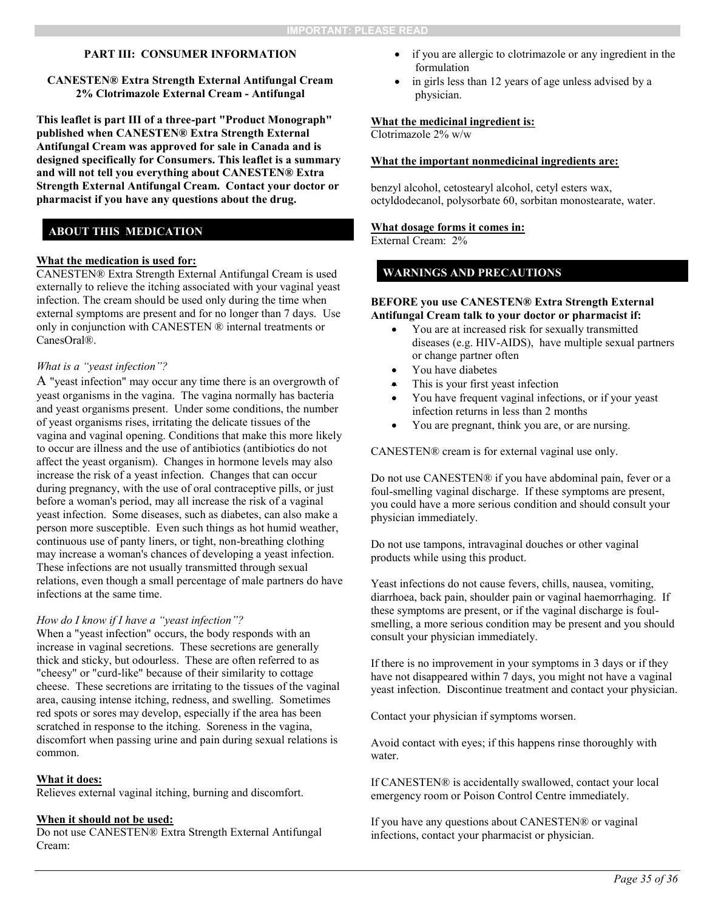**IMPORTANT: PLEASE READ**

## PART III: CONSUMER INFORMATION

**CANESTEN® Extra Strength External Antifungal Cream**
**2% Clotrimazole External Cream - Antifungal**

**This leaflet is part III of a three-part "Product Monograph" published when CANESTEN® Extra Strength External Antifungal Cream was approved for sale in Canada and is designed specifically for Consumers. This leaflet is a summary and will not tell you everything about CANESTEN® Extra Strength External Antifungal Cream. Contact your doctor or pharmacist if you have any questions about the drug.**

### ABOUT THIS MEDICATION

**What the medication is used for:**
CANESTEN® Extra Strength External Antifungal Cream is used externally to relieve the itching associated with your vaginal yeast infection. The cream should be used only during the time when external symptoms are present and for no longer than 7 days. Use only in conjunction with CANESTEN ® internal treatments or CanesOral®.

*What is a "yeast infection"?*
A "yeast infection" may occur any time there is an overgrowth of yeast organisms in the vagina. The vagina normally has bacteria and yeast organisms present. Under some conditions, the number of yeast organisms rises, irritating the delicate tissues of the vagina and vaginal opening. Conditions that make this more likely to occur are illness and the use of antibiotics (antibiotics do not affect the yeast organism). Changes in hormone levels may also increase the risk of a yeast infection. Changes that can occur during pregnancy, with the use of oral contraceptive pills, or just before a woman's period, may all increase the risk of a vaginal yeast infection. Some diseases, such as diabetes, can also make a person more susceptible. Even such things as hot humid weather, continuous use of panty liners, or tight, non-breathing clothing may increase a woman's chances of developing a yeast infection. These infections are not usually transmitted through sexual relations, even though a small percentage of male partners do have infections at the same time.

*How do I know if I have a "yeast infection"?*
When a "yeast infection" occurs, the body responds with an increase in vaginal secretions. These secretions are generally thick and sticky, but odourless. These are often referred to as "cheesy" or "curd-like" because of their similarity to cottage cheese. These secretions are irritating to the tissues of the vaginal area, causing intense itching, redness, and swelling. Sometimes red spots or sores may develop, especially if the area has been scratched in response to the itching. Soreness in the vagina, discomfort when passing urine and pain during sexual relations is common.

**What it does:**
Relieves external vaginal itching, burning and discomfort.

**When it should not be used:**
Do not use CANESTEN® Extra Strength External Antifungal Cream:

- if you are allergic to clotrimazole or any ingredient in the formulation
- in girls less than 12 years of age unless advised by a physician.

**What the medicinal ingredient is:**
Clotrimazole 2% w/w

**What the important nonmedicinal ingredients are:**

benzyl alcohol, cetostearyl alcohol, cetyl esters wax, octyldodecanol, polysorbate 60, sorbitan monostearate, water.

**What dosage forms it comes in:**
External Cream: 2%

### WARNINGS AND PRECAUTIONS

**BEFORE you use CANESTEN® Extra Strength External Antifungal Cream talk to your doctor or pharmacist if:**

- You are at increased risk for sexually transmitted diseases (e.g. HIV-AIDS), have multiple sexual partners or change partner often
- You have diabetes
- This is your first yeast infection
- You have frequent vaginal infections, or if your yeast infection returns in less than 2 months
- You are pregnant, think you are, or are nursing.

CANESTEN® cream is for external vaginal use only.

Do not use CANESTEN® if you have abdominal pain, fever or a foul-smelling vaginal discharge. If these symptoms are present, you could have a more serious condition and should consult your physician immediately.

Do not use tampons, intravaginal douches or other vaginal products while using this product.

Yeast infections do not cause fevers, chills, nausea, vomiting, diarrhoea, back pain, shoulder pain or vaginal haemorrhaging. If these symptoms are present, or if the vaginal discharge is foul-smelling, a more serious condition may be present and you should consult your physician immediately.

If there is no improvement in your symptoms in 3 days or if they have not disappeared within 7 days, you might not have a vaginal yeast infection. Discontinue treatment and contact your physician.

Contact your physician if symptoms worsen.

Avoid contact with eyes; if this happens rinse thoroughly with water.

If CANESTEN® is accidentally swallowed, contact your local emergency room or Poison Control Centre immediately.

If you have any questions about CANESTEN® or vaginal infections, contact your pharmacist or physician.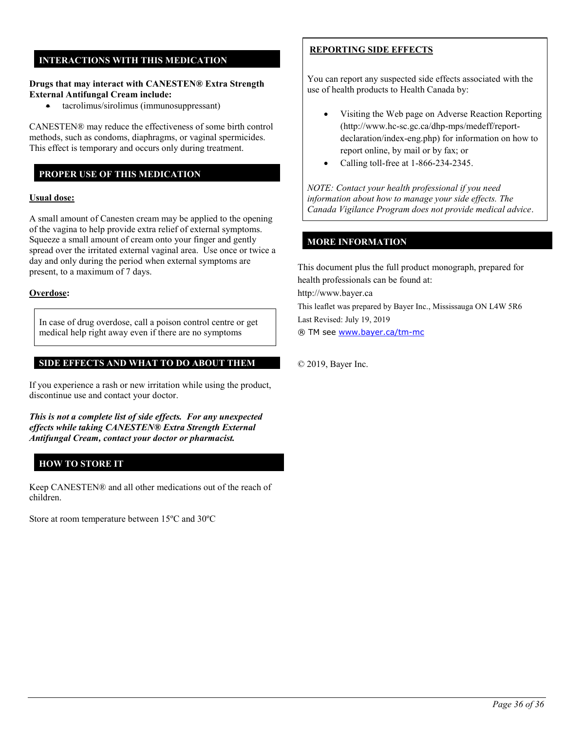## INTERACTIONS WITH THIS MEDICATION

**Drugs that may interact with CANESTEN® Extra Strength External Antifungal Cream include:**

- tacrolimus/sirolimus (immunosuppressant)

CANESTEN® may reduce the effectiveness of some birth control methods, such as condoms, diaphragms, or vaginal spermicides. This effect is temporary and occurs only during treatment.

## PROPER USE OF THIS MEDICATION

**Usual dose:**

A small amount of Canesten cream may be applied to the opening of the vagina to help provide extra relief of external symptoms. Squeeze a small amount of cream onto your finger and gently spread over the irritated external vaginal area. Use once or twice a day and only during the period when external symptoms are present, to a maximum of 7 days.

**Overdose:**

> In case of drug overdose, call a poison control centre or get medical help right away even if there are no symptoms

## SIDE EFFECTS AND WHAT TO DO ABOUT THEM

If you experience a rash or new irritation while using the product, discontinue use and contact your doctor.

***This is not a complete list of side effects. For any unexpected effects while taking CANESTEN® Extra Strength External Antifungal Cream, contact your doctor or pharmacist.***

## HOW TO STORE IT

Keep CANESTEN® and all other medications out of the reach of children.

Store at room temperature between 15ºC and 30ºC

**REPORTING SIDE EFFECTS**

You can report any suspected side effects associated with the use of health products to Health Canada by:

- Visiting the Web page on Adverse Reaction Reporting (http://www.hc-sc.gc.ca/dhp-mps/medeff/report-declaration/index-eng.php) for information on how to report online, by mail or by fax; or
- Calling toll-free at 1-866-234-2345.

*NOTE: Contact your health professional if you need information about how to manage your side effects. The Canada Vigilance Program does not provide medical advice.*

## MORE INFORMATION

This document plus the full product monograph, prepared for health professionals can be found at:

http://www.bayer.ca

This leaflet was prepared by Bayer Inc., Mississauga ON L4W 5R6

Last Revised: July 19, 2019

® TM see www.bayer.ca/tm-mc

© 2019, Bayer Inc.